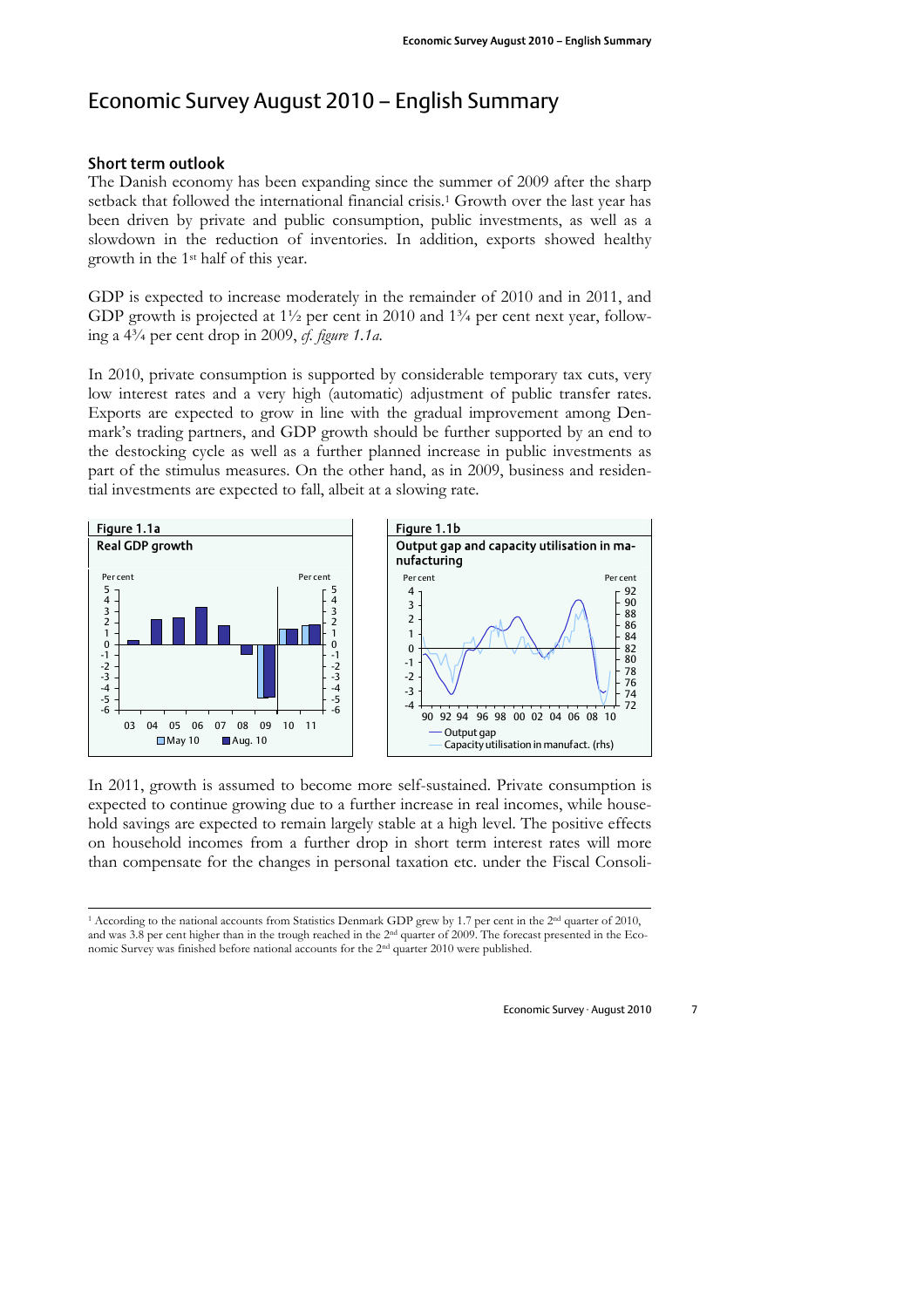#  Economic Survey August 2010 – English Summary

### Short term outlook

The Danish economy has been expanding since the summer of 2009 after the sharp setback that followed the international financial crisis.[1] Growth over the last year has been driven by private and public consumption, public investments, as well as a slowdown in the reduction of inventories. In addition, exports showed healthy growth in the 1st half of this year.

GDP is expected to increase moderately in the remainder of 2010 and in 2011, and GDP growth is projected at 1½ per cent in 2010 and 1¾ per cent next year, following a 4¾ per cent drop in 2009, *cf. figure 1.1a.*

In 2010, private consumption is supported by considerable temporary tax cuts, very low interest rates and a very high (automatic) adjustment of public transfer rates. Exports are expected to grow in line with the gradual improvement among Denmark's trading partners, and GDP growth should be further supported by an end to the destocking cycle as well as a further planned increase in public investments as part of the stimulus measures. On the other hand, as in 2009, business and residential investments are expected to fall, albeit at a slowing rate.

**Figure 1.1a**
**Real GDP growth**

Per cent
Per cent
5 4 3 2 1 0 -1 -2 -3 -4 -5 -6
03 04 05 06 07 08 09 10 11
May 10
Aug. 10

**Figure 1.1b**
**Output gap and capacity utilisation in manufacturing**

Per cent
Per cent
4 3 2 1 0 -1 -2 -3 -4
92 90 88 86 84 82 80 78 76 74 72
90 92 94 96 98 00 02 04 06 08 10
Output gap
Capacity utilisation in manufact. (rhs)

In 2011, growth is assumed to become more self-sustained. Private consumption is expected to continue growing due to a further increase in real incomes, while household savings are expected to remain largely stable at a high level. The positive effects on household incomes from a further drop in short term interest rates will more than compensate for the changes in personal taxation etc. under the Fiscal Consoli-

[1] According to the national accounts from Statistics Denmark GDP grew by 1.7 per cent in the 2nd quarter of 2010, and was 3.8 per cent higher than in the trough reached in the 2nd quarter of 2009. The forecast presented in the Economic Survey was finished before national accounts for the 2nd quarter 2010 were published.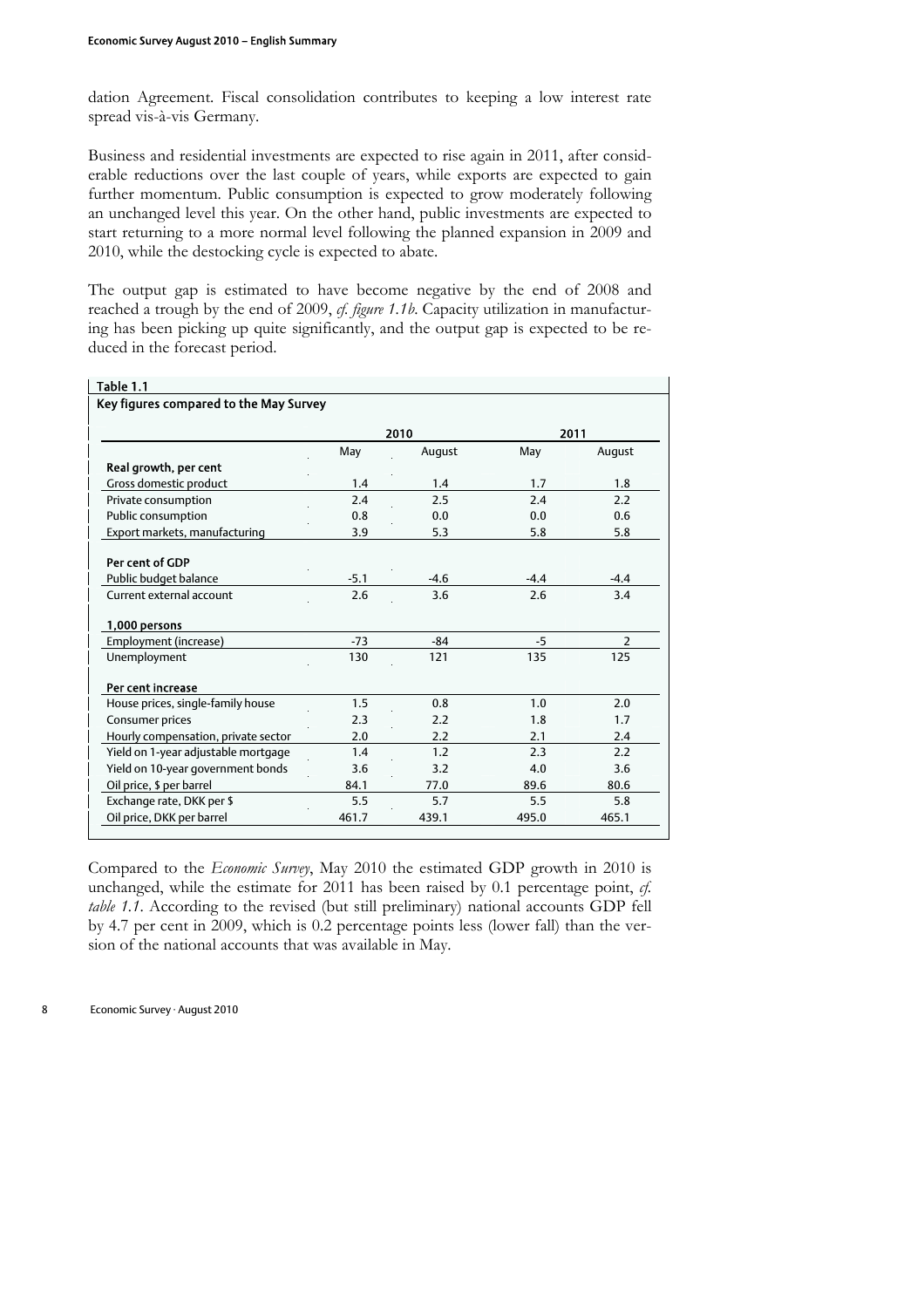dation Agreement. Fiscal consolidation contributes to keeping a low interest rate spread vis-à-vis Germany.

Business and residential investments are expected to rise again in 2011, after considerable reductions over the last couple of years, while exports are expected to gain further momentum. Public consumption is expected to grow moderately following an unchanged level this year. On the other hand, public investments are expected to start returning to a more normal level following the planned expansion in 2009 and 2010, while the destocking cycle is expected to abate.

The output gap is estimated to have become negative by the end of 2008 and reached a trough by the end of 2009, *cf. figure 1.1b*. Capacity utilization in manufacturing has been picking up quite significantly, and the output gap is expected to be reduced in the forecast period.

**Table 1.1**
**Key figures compared to the May Survey**

| | 2010 | | 2011 | |
|---|---|---|---|---|
| | May | August | May | August |
| **Real growth, per cent** | | | | |
| Gross domestic product | 1.4 | 1.4 | 1.7 | 1.8 |
| Private consumption | 2.4 | 2.5 | 2.4 | 2.2 |
| Public consumption | 0.8 | 0.0 | 0.0 | 0.6 |
| Export markets, manufacturing | 3.9 | 5.3 | 5.8 | 5.8 |
| **Per cent of GDP** | | | | |
| Public budget balance | -5.1 | -4.6 | -4.4 | -4.4 |
| Current external account | 2.6 | 3.6 | 2.6 | 3.4 |
| **1,000 persons** | | | | |
| Employment (increase) | -73 | -84 | -5 | 2 |
| Unemployment | 130 | 121 | 135 | 125 |
| **Per cent increase** | | | | |
| House prices, single-family house | 1.5 | 0.8 | 1.0 | 2.0 |
| Consumer prices | 2.3 | 2.2 | 1.8 | 1.7 |
| Hourly compensation, private sector | 2.0 | 2.2 | 2.1 | 2.4 |
| Yield on 1-year adjustable mortgage | 1.4 | 1.2 | 2.3 | 2.2 |
| Yield on 10-year government bonds | 3.6 | 3.2 | 4.0 | 3.6 |
| Oil price, $ per barrel | 84.1 | 77.0 | 89.6 | 80.6 |
| Exchange rate, DKK per $ | 5.5 | 5.7 | 5.5 | 5.8 |
| Oil price, DKK per barrel | 461.7 | 439.1 | 495.0 | 465.1 |

Compared to the *Economic Survey*, May 2010 the estimated GDP growth in 2010 is unchanged, while the estimate for 2011 has been raised by 0.1 percentage point, *cf. table 1.1*. According to the revised (but still preliminary) national accounts GDP fell by 4.7 per cent in 2009, which is 0.2 percentage points less (lower fall) than the version of the national accounts that was available in May.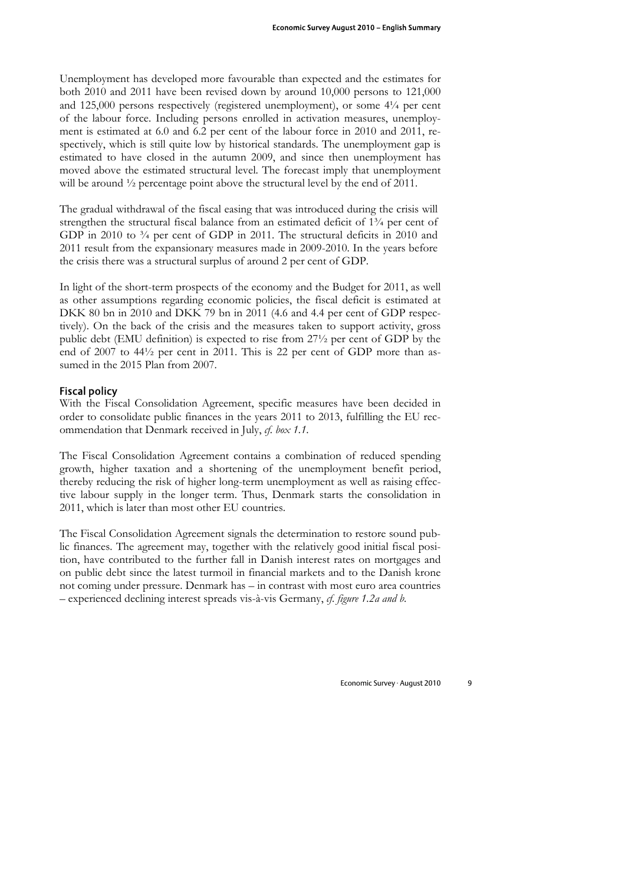Unemployment has developed more favourable than expected and the estimates for both 2010 and 2011 have been revised down by around 10,000 persons to 121,000 and 125,000 persons respectively (registered unemployment), or some 4¼ per cent of the labour force. Including persons enrolled in activation measures, unemployment is estimated at 6.0 and 6.2 per cent of the labour force in 2010 and 2011, respectively, which is still quite low by historical standards. The unemployment gap is estimated to have closed in the autumn 2009, and since then unemployment has moved above the estimated structural level. The forecast imply that unemployment will be around ½ percentage point above the structural level by the end of 2011.

The gradual withdrawal of the fiscal easing that was introduced during the crisis will strengthen the structural fiscal balance from an estimated deficit of 1¾ per cent of GDP in 2010 to ¾ per cent of GDP in 2011. The structural deficits in 2010 and 2011 result from the expansionary measures made in 2009-2010. In the years before the crisis there was a structural surplus of around 2 per cent of GDP.

In light of the short-term prospects of the economy and the Budget for 2011, as well as other assumptions regarding economic policies, the fiscal deficit is estimated at DKK 80 bn in 2010 and DKK 79 bn in 2011 (4.6 and 4.4 per cent of GDP respectively). On the back of the crisis and the measures taken to support activity, gross public debt (EMU definition) is expected to rise from 27½ per cent of GDP by the end of 2007 to 44½ per cent in 2011. This is 22 per cent of GDP more than assumed in the 2015 Plan from 2007.

### Fiscal policy

With the Fiscal Consolidation Agreement, specific measures have been decided in order to consolidate public finances in the years 2011 to 2013, fulfilling the EU recommendation that Denmark received in July, *cf. box 1.1*.

The Fiscal Consolidation Agreement contains a combination of reduced spending growth, higher taxation and a shortening of the unemployment benefit period, thereby reducing the risk of higher long-term unemployment as well as raising effective labour supply in the longer term. Thus, Denmark starts the consolidation in 2011, which is later than most other EU countries.

The Fiscal Consolidation Agreement signals the determination to restore sound public finances. The agreement may, together with the relatively good initial fiscal position, have contributed to the further fall in Danish interest rates on mortgages and on public debt since the latest turmoil in financial markets and to the Danish krone not coming under pressure. Denmark has – in contrast with most euro area countries – experienced declining interest spreads vis-à-vis Germany, *cf. figure 1.2a and b*.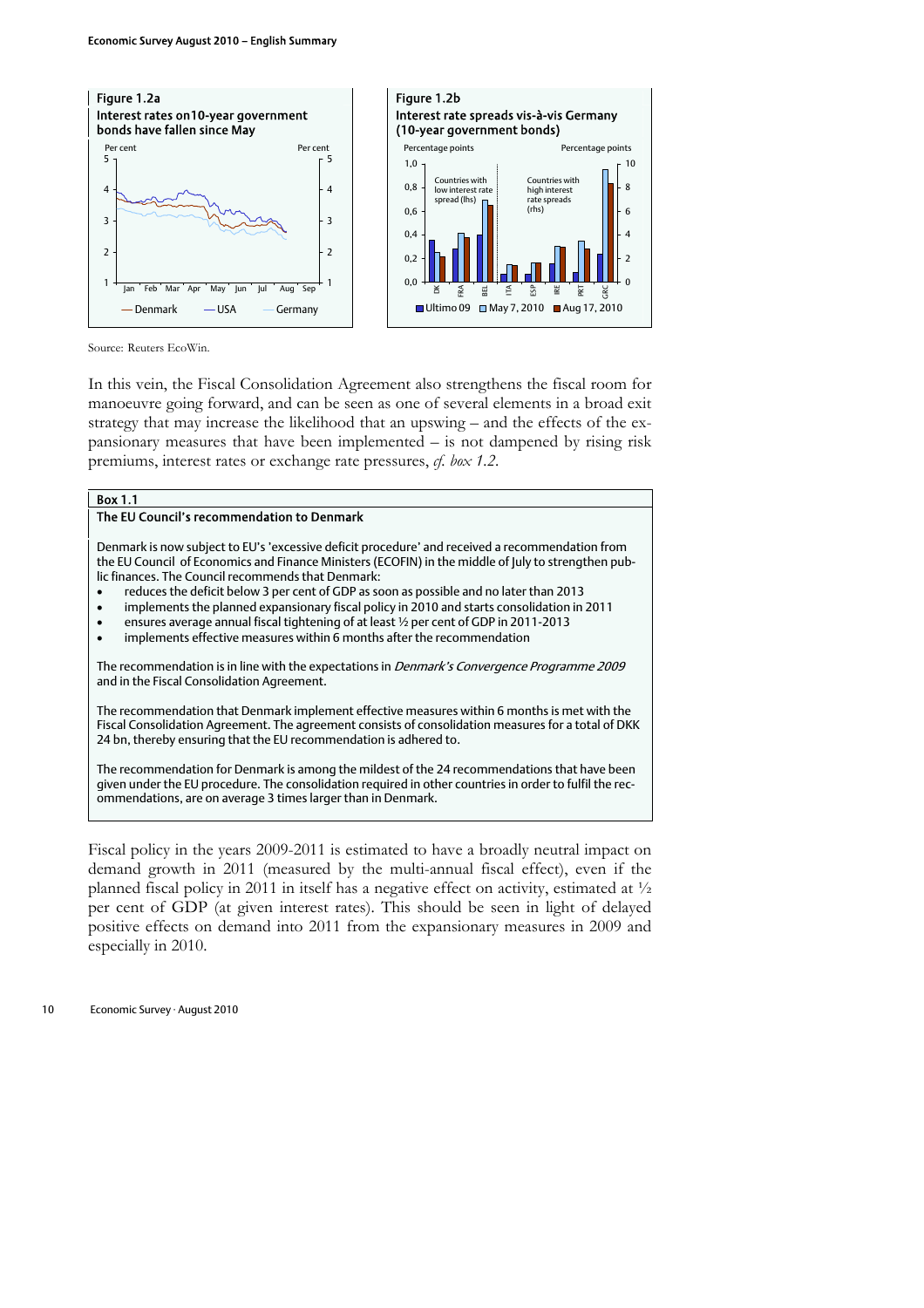Figure 1.2a

Interest rates on10-year government bonds have fallen since May

Per cent

Per cent

5

4

3

2

1

Jan Feb Mar Apr May Jun Jul Aug Sep

— Denmark — USA — Germany

Figure 1.2b

Interest rate spreads vis-à-vis Germany (10-year government bonds)

Percentage points

Percentage points

1,0

0,8

0,6

0,4

0,2

0,0

10

8

6

4

2

0

Countries with low interest rate spread (lhs)

Countries with high interest rate spreads (rhs)

DK FRA BEL ITA ESP IRE PRT GRC

Ultimo 09 May 7, 2010 Aug 17, 2010

Source: Reuters EcoWin.

In this vein, the Fiscal Consolidation Agreement also strengthens the fiscal room for manoeuvre going forward, and can be seen as one of several elements in a broad exit strategy that may increase the likelihood that an upswing – and the effects of the expansionary measures that have been implemented – is not dampened by rising risk premiums, interest rates or exchange rate pressures, *cf. box 1.2*.

**Box 1.1**

**The EU Council's recommendation to Denmark**

Denmark is now subject to EU's 'excessive deficit procedure' and received a recommendation from the EU Council of Economics and Finance Ministers (ECOFIN) in the middle of July to strengthen public finances. The Council recommends that Denmark:

- reduces the deficit below 3 per cent of GDP as soon as possible and no later than 2013
- implements the planned expansionary fiscal policy in 2010 and starts consolidation in 2011
- ensures average annual fiscal tightening of at least ½ per cent of GDP in 2011-2013
- implements effective measures within 6 months after the recommendation

The recommendation is in line with the expectations in *Denmark's Convergence Programme 2009* and in the Fiscal Consolidation Agreement.

The recommendation that Denmark implement effective measures within 6 months is met with the Fiscal Consolidation Agreement. The agreement consists of consolidation measures for a total of DKK 24 bn, thereby ensuring that the EU recommendation is adhered to.

The recommendation for Denmark is among the mildest of the 24 recommendations that have been given under the EU procedure. The consolidation required in other countries in order to fulfil the recommendations, are on average 3 times larger than in Denmark.

Fiscal policy in the years 2009-2011 is estimated to have a broadly neutral impact on demand growth in 2011 (measured by the multi-annual fiscal effect), even if the planned fiscal policy in 2011 in itself has a negative effect on activity, estimated at ½ per cent of GDP (at given interest rates). This should be seen in light of delayed positive effects on demand into 2011 from the expansionary measures in 2009 and especially in 2010.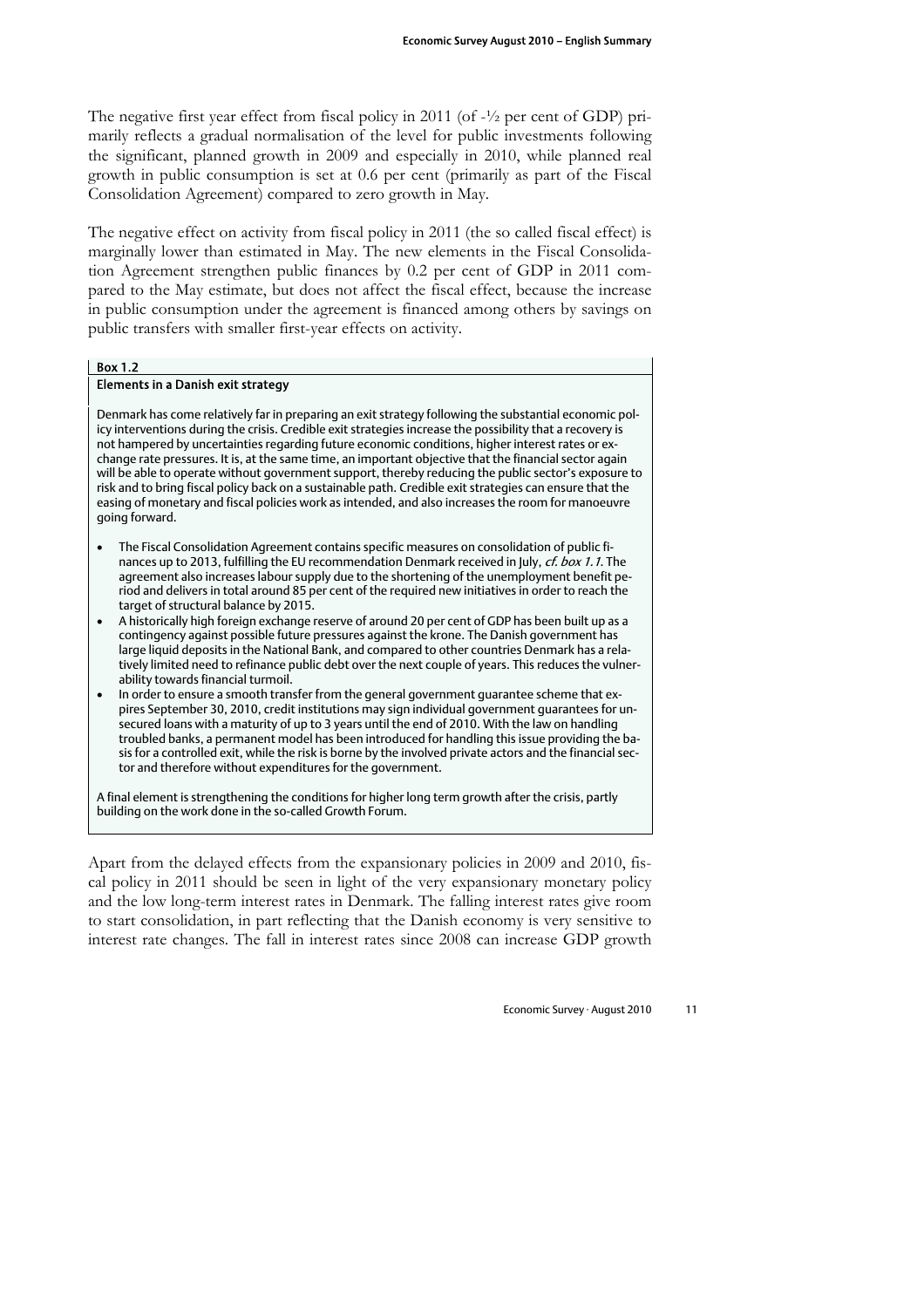The negative first year effect from fiscal policy in 2011 (of -½ per cent of GDP) primarily reflects a gradual normalisation of the level for public investments following the significant, planned growth in 2009 and especially in 2010, while planned real growth in public consumption is set at 0.6 per cent (primarily as part of the Fiscal Consolidation Agreement) compared to zero growth in May.

The negative effect on activity from fiscal policy in 2011 (the so called fiscal effect) is marginally lower than estimated in May. The new elements in the Fiscal Consolidation Agreement strengthen public finances by 0.2 per cent of GDP in 2011 compared to the May estimate, but does not affect the fiscal effect, because the increase in public consumption under the agreement is financed among others by savings on public transfers with smaller first-year effects on activity.

**Box 1.2**

**Elements in a Danish exit strategy**

Denmark has come relatively far in preparing an exit strategy following the substantial economic policy interventions during the crisis. Credible exit strategies increase the possibility that a recovery is not hampered by uncertainties regarding future economic conditions, higher interest rates or exchange rate pressures. It is, at the same time, an important objective that the financial sector again will be able to operate without government support, thereby reducing the public sector's exposure to risk and to bring fiscal policy back on a sustainable path. Credible exit strategies can ensure that the easing of monetary and fiscal policies work as intended, and also increases the room for manoeuvre going forward.

- The Fiscal Consolidation Agreement contains specific measures on consolidation of public finances up to 2013, fulfilling the EU recommendation Denmark received in July, *cf. box 1.1*. The agreement also increases labour supply due to the shortening of the unemployment benefit period and delivers in total around 85 per cent of the required new initiatives in order to reach the target of structural balance by 2015.
- A historically high foreign exchange reserve of around 20 per cent of GDP has been built up as a contingency against possible future pressures against the krone. The Danish government has large liquid deposits in the National Bank, and compared to other countries Denmark has a relatively limited need to refinance public debt over the next couple of years. This reduces the vulnerability towards financial turmoil.
- In order to ensure a smooth transfer from the general government guarantee scheme that expires September 30, 2010, credit institutions may sign individual government guarantees for unsecured loans with a maturity of up to 3 years until the end of 2010. With the law on handling troubled banks, a permanent model has been introduced for handling this issue providing the basis for a controlled exit, while the risk is borne by the involved private actors and the financial sector and therefore without expenditures for the government.

A final element is strengthening the conditions for higher long term growth after the crisis, partly building on the work done in the so-called Growth Forum.

Apart from the delayed effects from the expansionary policies in 2009 and 2010, fiscal policy in 2011 should be seen in light of the very expansionary monetary policy and the low long-term interest rates in Denmark. The falling interest rates give room to start consolidation, in part reflecting that the Danish economy is very sensitive to interest rate changes. The fall in interest rates since 2008 can increase GDP growth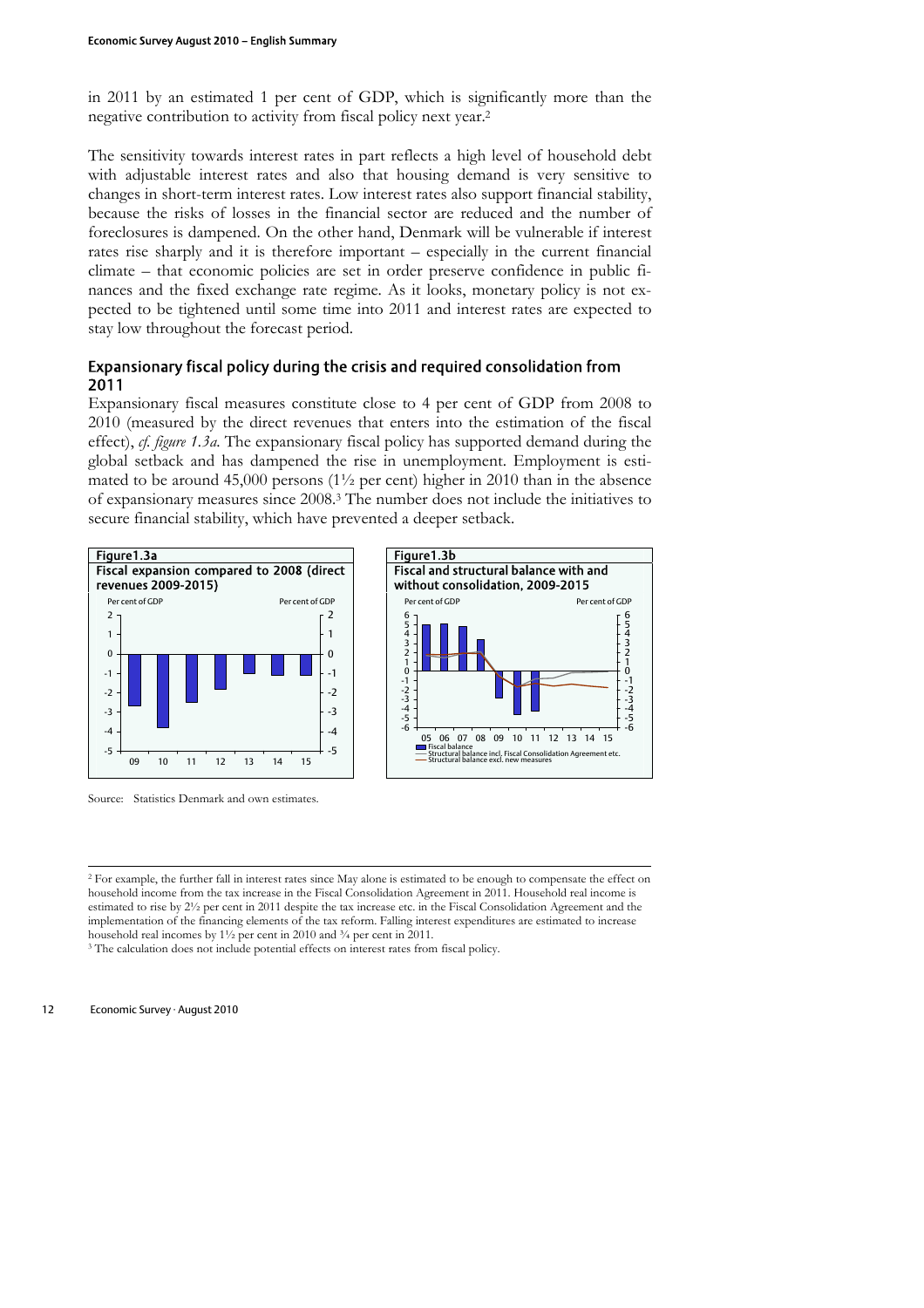in 2011 by an estimated 1 per cent of GDP, which is significantly more than the negative contribution to activity from fiscal policy next year.[2]

The sensitivity towards interest rates in part reflects a high level of household debt with adjustable interest rates and also that housing demand is very sensitive to changes in short-term interest rates. Low interest rates also support financial stability, because the risks of losses in the financial sector are reduced and the number of foreclosures is dampened. On the other hand, Denmark will be vulnerable if interest rates rise sharply and it is therefore important – especially in the current financial climate – that economic policies are set in order preserve confidence in public finances and the fixed exchange rate regime. As it looks, monetary policy is not expected to be tightened until some time into 2011 and interest rates are expected to stay low throughout the forecast period.

## Expansionary fiscal policy during the crisis and required consolidation from 2011

Expansionary fiscal measures constitute close to 4 per cent of GDP from 2008 to 2010 (measured by the direct revenues that enters into the estimation of the fiscal effect), *cf. figure 1.3a*. The expansionary fiscal policy has supported demand during the global setback and has dampened the rise in unemployment. Employment is estimated to be around 45,000 persons (1½ per cent) higher in 2010 than in the absence of expansionary measures since 2008.[3] The number does not include the initiatives to secure financial stability, which have prevented a deeper setback.

**Figure1.3a**
**Fiscal expansion compared to 2008 (direct revenues 2009-2015)**

Per cent of GDP
Per cent of GDP
2
1
0
-1
-2
-3
-4
-5
09 10 11 12 13 14 15

**Figure1.3b**
**Fiscal and structural balance with and without consolidation, 2009-2015**

Per cent of GDP
Per cent of GDP
6
5
4
3
2
1
0
-1
-2
-3
-4
-5
-6
05 06 07 08 09 10 11 12 13 14 15
Fiscal balance
Structural balance incl. Fiscal Consolidation Agreement etc.
Structural balance excl. new measures

Source: Statistics Denmark and own estimates.

---

[2] For example, the further fall in interest rates since May alone is estimated to be enough to compensate the effect on household income from the tax increase in the Fiscal Consolidation Agreement in 2011. Household real income is estimated to rise by 2½ per cent in 2011 despite the tax increase etc. in the Fiscal Consolidation Agreement and the implementation of the financing elements of the tax reform. Falling interest expenditures are estimated to increase household real incomes by 1½ per cent in 2010 and ¾ per cent in 2011.

[3] The calculation does not include potential effects on interest rates from fiscal policy.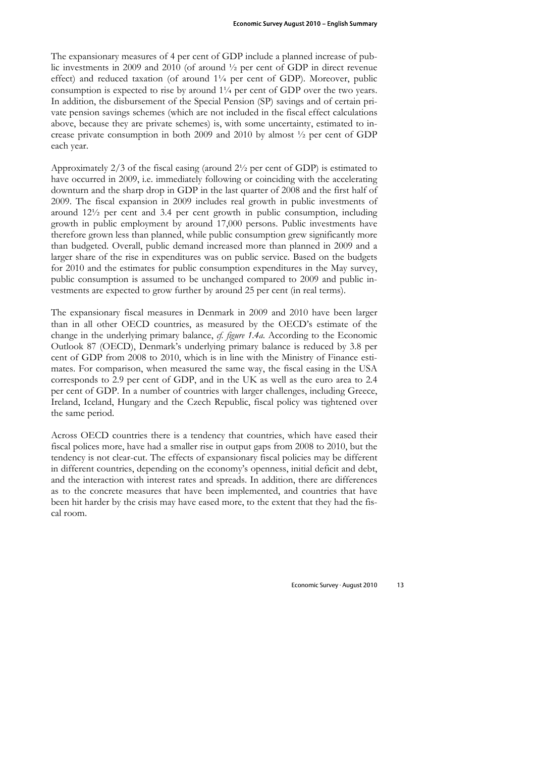The expansionary measures of 4 per cent of GDP include a planned increase of public investments in 2009 and 2010 (of around ½ per cent of GDP in direct revenue effect) and reduced taxation (of around 1¼ per cent of GDP). Moreover, public consumption is expected to rise by around 1¼ per cent of GDP over the two years. In addition, the disbursement of the Special Pension (SP) savings and of certain private pension savings schemes (which are not included in the fiscal effect calculations above, because they are private schemes) is, with some uncertainty, estimated to increase private consumption in both 2009 and 2010 by almost ½ per cent of GDP each year.

Approximately 2/3 of the fiscal easing (around 2½ per cent of GDP) is estimated to have occurred in 2009, i.e. immediately following or coinciding with the accelerating downturn and the sharp drop in GDP in the last quarter of 2008 and the first half of 2009. The fiscal expansion in 2009 includes real growth in public investments of around 12½ per cent and 3.4 per cent growth in public consumption, including growth in public employment by around 17,000 persons. Public investments have therefore grown less than planned, while public consumption grew significantly more than budgeted. Overall, public demand increased more than planned in 2009 and a larger share of the rise in expenditures was on public service. Based on the budgets for 2010 and the estimates for public consumption expenditures in the May survey, public consumption is assumed to be unchanged compared to 2009 and public investments are expected to grow further by around 25 per cent (in real terms).

The expansionary fiscal measures in Denmark in 2009 and 2010 have been larger than in all other OECD countries, as measured by the OECD's estimate of the change in the underlying primary balance, *cf. figure 1.4a*. According to the Economic Outlook 87 (OECD), Denmark's underlying primary balance is reduced by 3.8 per cent of GDP from 2008 to 2010, which is in line with the Ministry of Finance estimates. For comparison, when measured the same way, the fiscal easing in the USA corresponds to 2.9 per cent of GDP, and in the UK as well as the euro area to 2.4 per cent of GDP. In a number of countries with larger challenges, including Greece, Ireland, Iceland, Hungary and the Czech Republic, fiscal policy was tightened over the same period.

Across OECD countries there is a tendency that countries, which have eased their fiscal polices more, have had a smaller rise in output gaps from 2008 to 2010, but the tendency is not clear-cut. The effects of expansionary fiscal policies may be different in different countries, depending on the economy's openness, initial deficit and debt, and the interaction with interest rates and spreads. In addition, there are differences as to the concrete measures that have been implemented, and countries that have been hit harder by the crisis may have eased more, to the extent that they had the fiscal room.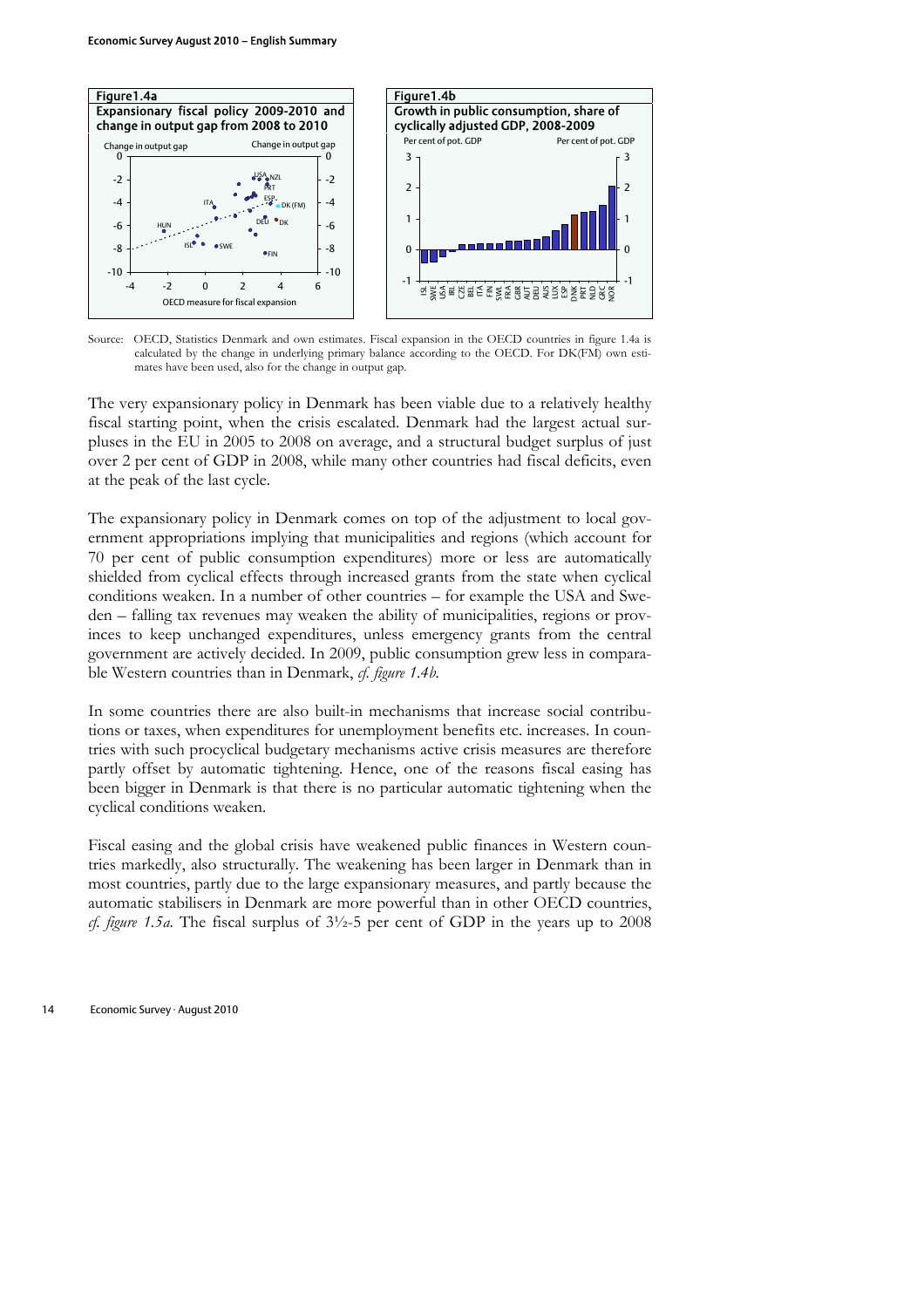Figure1.4a

Expansionary fiscal policy 2009-2010 and change in output gap from 2008 to 2010

Change in output gap

Change in output gap

0
-2
-4
-6
-8
-10

-4 -2 0 2 4 6

OECD measure for fiscal expansion

USA NZL PRT ESP ITA DK (FM) HUN DEU DK ISL SWE FIN

Figure1.4b

Growth in public consumption, share of cyclically adjusted GDP, 2008-2009

Per cent of pot. GDP

Per cent of pot. GDP

3
2
1
0
-1

ISL SWE USA IRL CZE BEL ITA FIN SWL FRA GBR AUT DEU AUS LUX ESP DNK PRT NLD GRC NOR

Source: OECD, Statistics Denmark and own estimates. Fiscal expansion in the OECD countries in figure 1.4a is calculated by the change in underlying primary balance according to the OECD. For DK(FM) own estimates have been used, also for the change in output gap.

The very expansionary policy in Denmark has been viable due to a relatively healthy fiscal starting point, when the crisis escalated. Denmark had the largest actual surpluses in the EU in 2005 to 2008 on average, and a structural budget surplus of just over 2 per cent of GDP in 2008, while many other countries had fiscal deficits, even at the peak of the last cycle.

The expansionary policy in Denmark comes on top of the adjustment to local government appropriations implying that municipalities and regions (which account for 70 per cent of public consumption expenditures) more or less are automatically shielded from cyclical effects through increased grants from the state when cyclical conditions weaken. In a number of other countries – for example the USA and Sweden – falling tax revenues may weaken the ability of municipalities, regions or provinces to keep unchanged expenditures, unless emergency grants from the central government are actively decided. In 2009, public consumption grew less in comparable Western countries than in Denmark, *cf. figure 1.4b.*

In some countries there are also built-in mechanisms that increase social contributions or taxes, when expenditures for unemployment benefits etc. increases. In countries with such procyclical budgetary mechanisms active crisis measures are therefore partly offset by automatic tightening. Hence, one of the reasons fiscal easing has been bigger in Denmark is that there is no particular automatic tightening when the cyclical conditions weaken.

Fiscal easing and the global crisis have weakened public finances in Western countries markedly, also structurally. The weakening has been larger in Denmark than in most countries, partly due to the large expansionary measures, and partly because the automatic stabilisers in Denmark are more powerful than in other OECD countries, *cf. figure 1.5a.* The fiscal surplus of 3½-5 per cent of GDP in the years up to 2008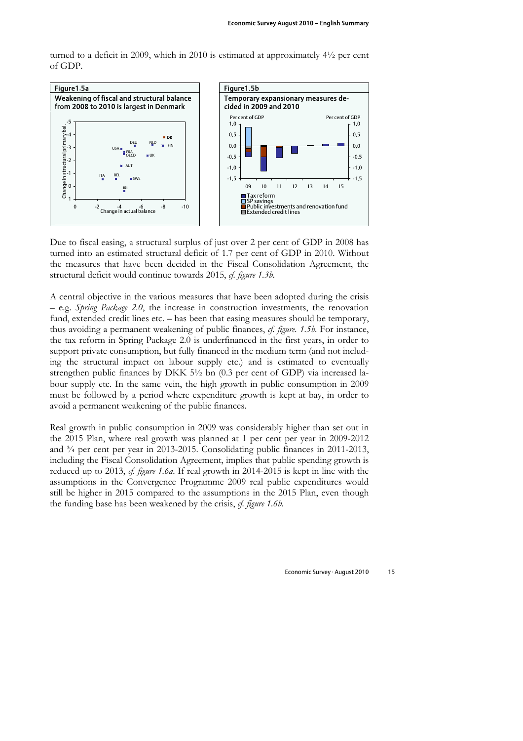turned to a deficit in 2009, which in 2010 is estimated at approximately 4½ per cent of GDP.

**Figure1.5a**

**Weakening of fiscal and structural balance from 2008 to 2010 is largest in Denmark**

Change in structural primary bal.

-5
-4
-3
-2
-1
0
1

DK
FIN
NLD
DEU
USA
FRA
OECD
UK
AUT
ITA
BEL
SWE
IRL

0
-2
-4
-6
-8
-10

Change in actual balance

**Figure1.5b**

**Temporary expansionary measures decided in 2009 and 2010**

Per cent of GDP

Per cent of GDP

1,0
0,5
0,0
-0,5
-1,0
-1,5

09
10
11
12
13
14
15

Tax reform
SP savings
Public investments and renovation fund
Extended credit lines

Due to fiscal easing, a structural surplus of just over 2 per cent of GDP in 2008 has turned into an estimated structural deficit of 1.7 per cent of GDP in 2010. Without the measures that have been decided in the Fiscal Consolidation Agreement, the structural deficit would continue towards 2015, *cf. figure 1.3b*.

A central objective in the various measures that have been adopted during the crisis – e.g. *Spring Package 2.0*, the increase in construction investments, the renovation fund, extended credit lines etc. – has been that easing measures should be temporary, thus avoiding a permanent weakening of public finances, *cf. figure. 1.5b*. For instance, the tax reform in Spring Package 2.0 is underfinanced in the first years, in order to support private consumption, but fully financed in the medium term (and not including the structural impact on labour supply etc.) and is estimated to eventually strengthen public finances by DKK 5½ bn (0.3 per cent of GDP) via increased labour supply etc. In the same vein, the high growth in public consumption in 2009 must be followed by a period where expenditure growth is kept at bay, in order to avoid a permanent weakening of the public finances.

Real growth in public consumption in 2009 was considerably higher than set out in the 2015 Plan, where real growth was planned at 1 per cent per year in 2009-2012 and ¾ per cent per year in 2013-2015. Consolidating public finances in 2011-2013, including the Fiscal Consolidation Agreement, implies that public spending growth is reduced up to 2013, *cf. figure 1.6a*. If real growth in 2014-2015 is kept in line with the assumptions in the Convergence Programme 2009 real public expenditures would still be higher in 2015 compared to the assumptions in the 2015 Plan, even though the funding base has been weakened by the crisis, *cf. figure 1.6b*.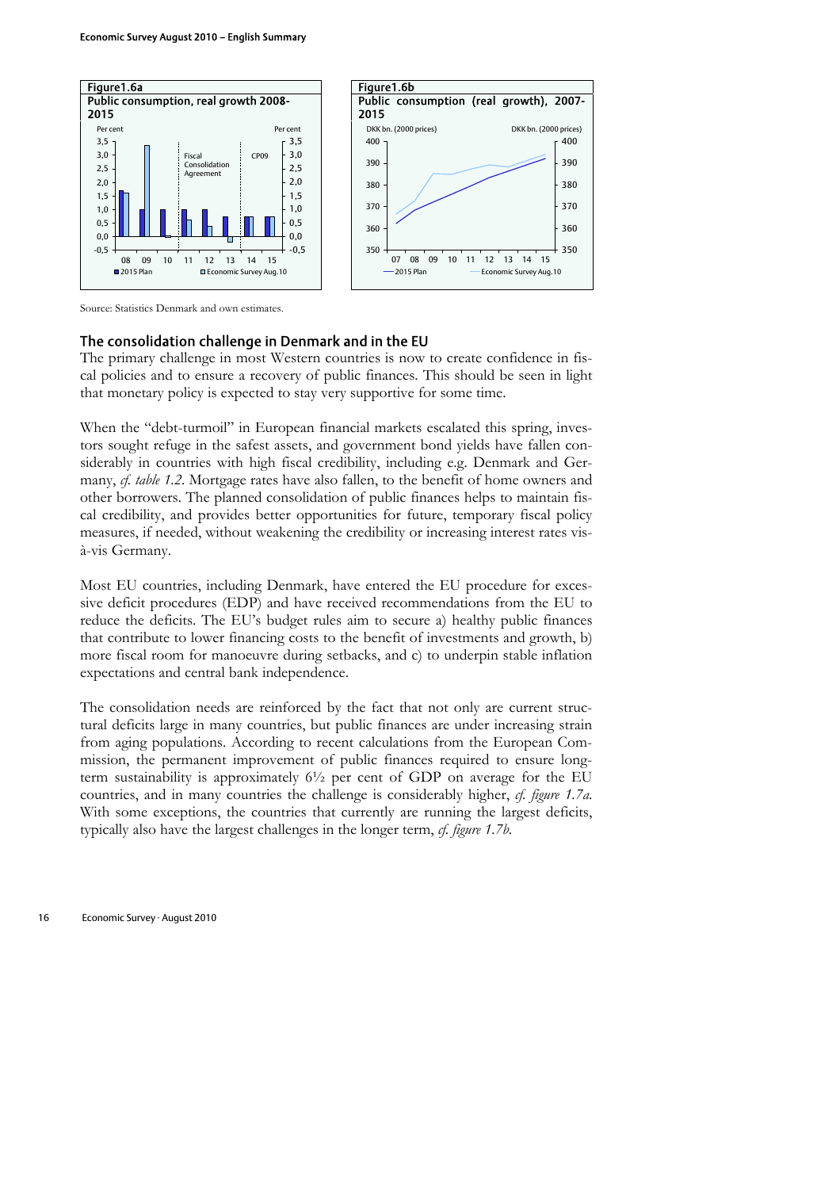Figure1.6a

Public consumption, real growth 2008-2015

Per cent

3,5
3,0
2,5
2,0
1,5
1,0
0,5
0,0
-0,5

Fiscal Consolidation Agreement

CP09

08 09 10 11 12 13 14 15

2015 Plan

Economic Survey Aug.10

Figure1.6b

Public consumption (real growth), 2007-2015

DKK bn. (2000 prices)

400
390
380
370
360
350

07 08 09 10 11 12 13 14 15

2015 Plan

Economic Survey Aug.10

Source: Statistics Denmark and own estimates.

## The consolidation challenge in Denmark and in the EU

The primary challenge in most Western countries is now to create confidence in fiscal policies and to ensure a recovery of public finances. This should be seen in light that monetary policy is expected to stay very supportive for some time.

When the "debt-turmoil" in European financial markets escalated this spring, investors sought refuge in the safest assets, and government bond yields have fallen considerably in countries with high fiscal credibility, including e.g. Denmark and Germany, *cf. table 1.2*. Mortgage rates have also fallen, to the benefit of home owners and other borrowers. The planned consolidation of public finances helps to maintain fiscal credibility, and provides better opportunities for future, temporary fiscal policy measures, if needed, without weakening the credibility or increasing interest rates vis-à-vis Germany.

Most EU countries, including Denmark, have entered the EU procedure for excessive deficit procedures (EDP) and have received recommendations from the EU to reduce the deficits. The EU's budget rules aim to secure a) healthy public finances that contribute to lower financing costs to the benefit of investments and growth, b) more fiscal room for manoeuvre during setbacks, and c) to underpin stable inflation expectations and central bank independence.

The consolidation needs are reinforced by the fact that not only are current structural deficits large in many countries, but public finances are under increasing strain from aging populations. According to recent calculations from the European Commission, the permanent improvement of public finances required to ensure long-term sustainability is approximately 6½ per cent of GDP on average for the EU countries, and in many countries the challenge is considerably higher, *cf. figure 1.7a*. With some exceptions, the countries that currently are running the largest deficits, typically also have the largest challenges in the longer term, *cf. figure 1.7b*.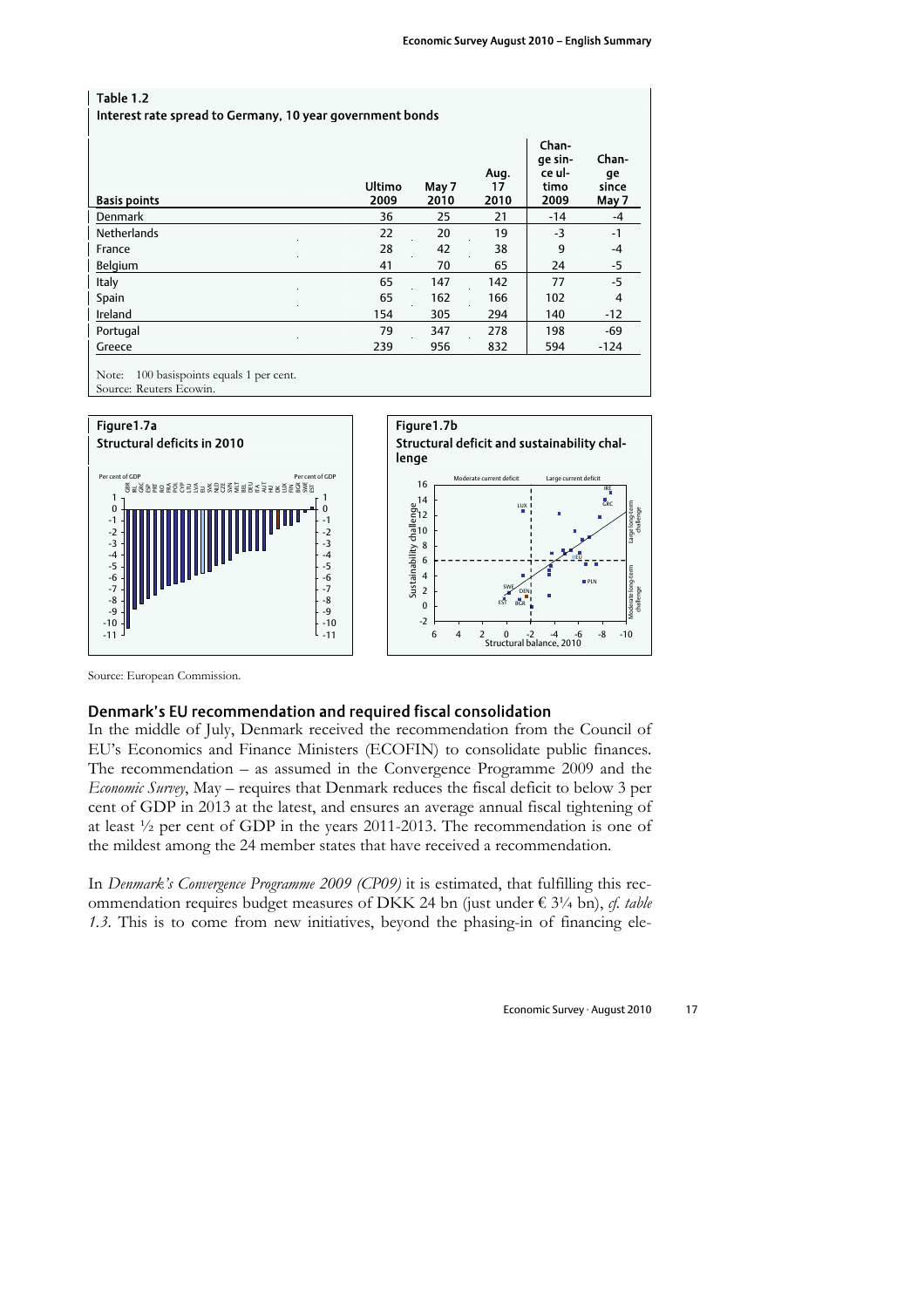**Table 1.2**

**Interest rate spread to Germany, 10 year government bonds**

| Basis points | Ultimo 2009 | May 7 2010 | Aug. 17 2010 | Change since ultimo 2009 | Change since May 7 |
|---|---|---|---|---|---|
| Denmark | 36 | 25 | 21 | -14 | -4 |
| Netherlands | 22 | 20 | 19 | -3 | -1 |
| France | 28 | 42 | 38 | 9 | -4 |
| Belgium | 41 | 70 | 65 | 24 | -5 |
| Italy | 65 | 147 | 142 | 77 | -5 |
| Spain | 65 | 162 | 166 | 102 | 4 |
| Ireland | 154 | 305 | 294 | 140 | -12 |
| Portugal | 79 | 347 | 278 | 198 | -69 |
| Greece | 239 | 956 | 832 | 594 | -124 |

Note: 100 basispoints equals 1 per cent.
Source: Reuters Ecowin.

**Figure 1.7a**
**Structural deficits in 2010**

Per cent of GDP
Per cent of GDP
GBR IRL GRC ESP PRT ROU FRA POL CYP LTU LVA EU SVK NLD CZE SVN MLT BEL DEU ITA AUT HU DK LUX FIN BGR SWE EST
1 0 -1 -2 -3 -4 -5 -6 -7 -8 -9 -10 -11

**Figure 1.7b**
**Structural deficit and sustainability challenge**

Moderate current deficit
Large current deficit
Large long-term challenge
Moderate long-term challenge
Sustainability challenge
Structural balance, 2010
16 14 12 10 8 6 4 2 0 -2
6 4 2 0 -2 -4 -6 -8 -10
IRE GRC LUX EU SWE DEN EST BGR FIN

Source: European Commission.

## Denmark's EU recommendation and required fiscal consolidation

In the middle of July, Denmark received the recommendation from the Council of EU's Economics and Finance Ministers (ECOFIN) to consolidate public finances. The recommendation – as assumed in the Convergence Programme 2009 and the *Economic Survey*, May – requires that Denmark reduces the fiscal deficit to below 3 per cent of GDP in 2013 at the latest, and ensures an average annual fiscal tightening of at least ½ per cent of GDP in the years 2011-2013. The recommendation is one of the mildest among the 24 member states that have received a recommendation.

In *Denmark's Convergence Programme 2009 (CP09)* it is estimated, that fulfilling this recommendation requires budget measures of DKK 24 bn (just under € 3¼ bn), *cf. table 1.3*. This is to come from new initiatives, beyond the phasing-in of financing ele-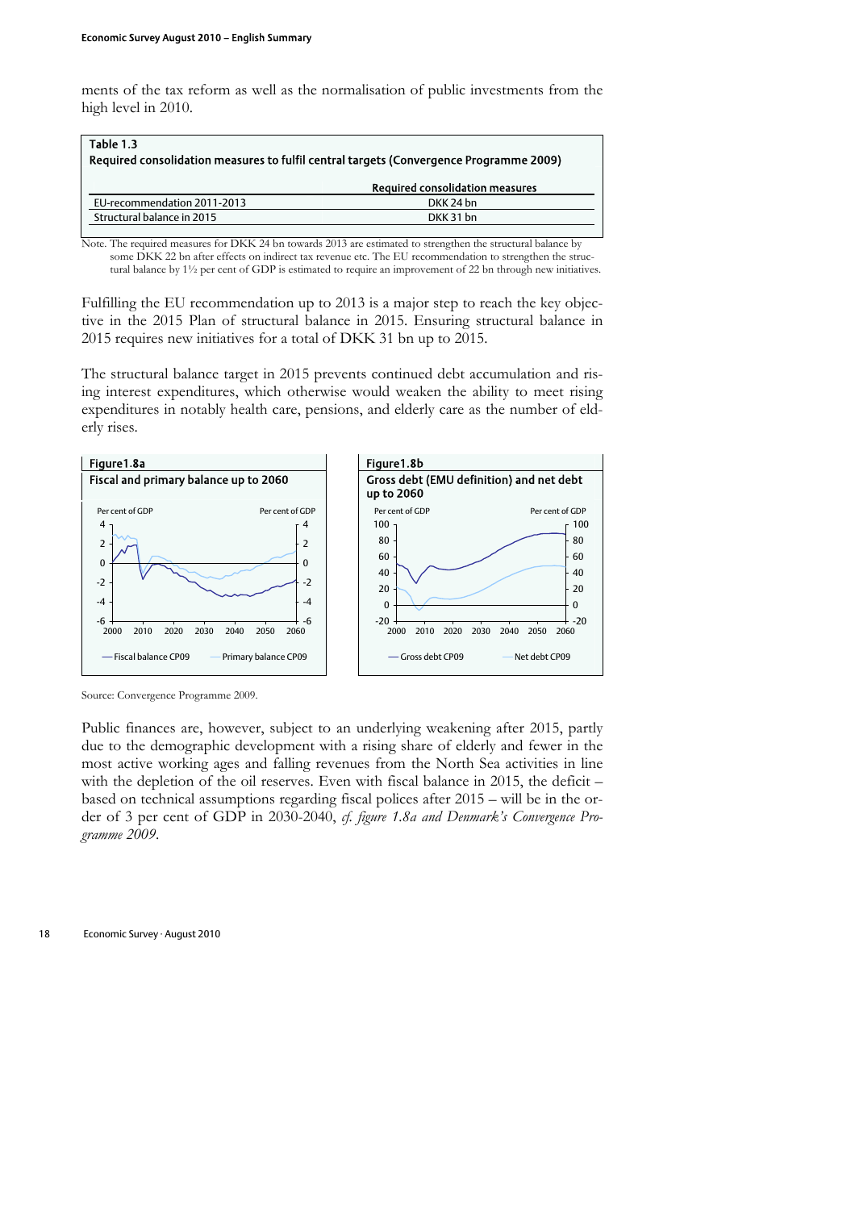ments of the tax reform as well as the normalisation of public investments from the high level in 2010.

**Table 1.3**
**Required consolidation measures to fulfil central targets (Convergence Programme 2009)**

| | Required consolidation measures |
|---|---|
| EU-recommendation 2011-2013 | DKK 24 bn |
| Structural balance in 2015 | DKK 31 bn |

Note. The required measures for DKK 24 bn towards 2013 are estimated to strengthen the structural balance by some DKK 22 bn after effects on indirect tax revenue etc. The EU recommendation to strengthen the structural balance by 1½ per cent of GDP is estimated to require an improvement of 22 bn through new initiatives.

Fulfilling the EU recommendation up to 2013 is a major step to reach the key objective in the 2015 Plan of structural balance in 2015. Ensuring structural balance in 2015 requires new initiatives for a total of DKK 31 bn up to 2015.

The structural balance target in 2015 prevents continued debt accumulation and rising interest expenditures, which otherwise would weaken the ability to meet rising expenditures in notably health care, pensions, and elderly care as the number of elderly rises.

**Figure1.8a**
**Fiscal and primary balance up to 2060**

Per cent of GDP
Per cent of GDP
4
2
0
-2
-4
-6
2000 2010 2020 2030 2040 2050 2060
Fiscal balance CP09
Primary balance CP09

**Figure1.8b**
**Gross debt (EMU definition) and net debt up to 2060**

Per cent of GDP
Per cent of GDP
100
80
60
40
20
0
-20
2000 2010 2020 2030 2040 2050 2060
Gross debt CP09
Net debt CP09

Source: Convergence Programme 2009.

Public finances are, however, subject to an underlying weakening after 2015, partly due to the demographic development with a rising share of elderly and fewer in the most active working ages and falling revenues from the North Sea activities in line with the depletion of the oil reserves. Even with fiscal balance in 2015, the deficit – based on technical assumptions regarding fiscal polices after 2015 – will be in the order of 3 per cent of GDP in 2030-2040, *cf. figure 1.8a and Denmark's Convergence Programme 2009*.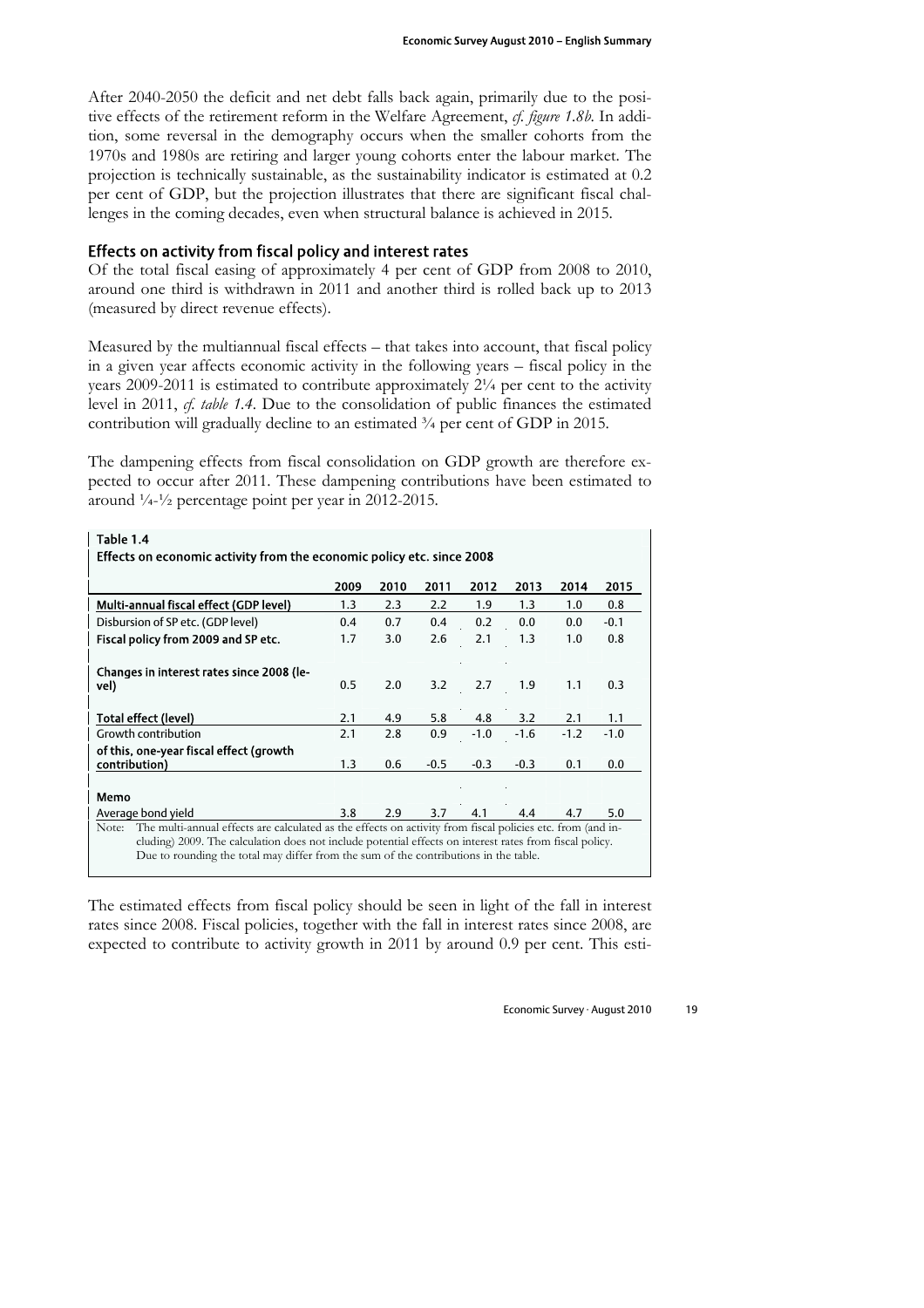After 2040-2050 the deficit and net debt falls back again, primarily due to the positive effects of the retirement reform in the Welfare Agreement, *cf. figure 1.8b*. In addition, some reversal in the demography occurs when the smaller cohorts from the 1970s and 1980s are retiring and larger young cohorts enter the labour market. The projection is technically sustainable, as the sustainability indicator is estimated at 0.2 per cent of GDP, but the projection illustrates that there are significant fiscal challenges in the coming decades, even when structural balance is achieved in 2015.

## Effects on activity from fiscal policy and interest rates

Of the total fiscal easing of approximately 4 per cent of GDP from 2008 to 2010, around one third is withdrawn in 2011 and another third is rolled back up to 2013 (measured by direct revenue effects).

Measured by the multiannual fiscal effects – that takes into account, that fiscal policy in a given year affects economic activity in the following years – fiscal policy in the years 2009-2011 is estimated to contribute approximately 2¼ per cent to the activity level in 2011, *cf. table 1.4*. Due to the consolidation of public finances the estimated contribution will gradually decline to an estimated ¾ per cent of GDP in 2015.

The dampening effects from fiscal consolidation on GDP growth are therefore expected to occur after 2011. These dampening contributions have been estimated to around ¼-½ percentage point per year in 2012-2015.

**Table 1.4**
**Effects on economic activity from the economic policy etc. since 2008**

| | 2009 | 2010 | 2011 | 2012 | 2013 | 2014 | 2015 |
|---|---|---|---|---|---|---|---|
| **Multi-annual fiscal effect (GDP level)** | 1.3 | 2.3 | 2.2 | 1.9 | 1.3 | 1.0 | 0.8 |
| Disbursion of SP etc. (GDP level) | 0.4 | 0.7 | 0.4 | 0.2 | 0.0 | 0.0 | -0.1 |
| **Fiscal policy from 2009 and SP etc.** | 1.7 | 3.0 | 2.6 | 2.1 | 1.3 | 1.0 | 0.8 |
| **Changes in interest rates since 2008 (level)** | 0.5 | 2.0 | 3.2 | 2.7 | 1.9 | 1.1 | 0.3 |
| **Total effect (level)** | 2.1 | 4.9 | 5.8 | 4.8 | 3.2 | 2.1 | 1.1 |
| Growth contribution | 2.1 | 2.8 | 0.9 | -1.0 | -1.6 | -1.2 | -1.0 |
| **of this, one-year fiscal effect (growth contribution)** | 1.3 | 0.6 | -0.5 | -0.3 | -0.3 | 0.1 | 0.0 |
| **Memo** | | | | | | | |
| Average bond yield | 3.8 | 2.9 | 3.7 | 4.1 | 4.4 | 4.7 | 5.0 |

Note: The multi-annual effects are calculated as the effects on activity from fiscal policies etc. from (and including) 2009. The calculation does not include potential effects on interest rates from fiscal policy. Due to rounding the total may differ from the sum of the contributions in the table.

The estimated effects from fiscal policy should be seen in light of the fall in interest rates since 2008. Fiscal policies, together with the fall in interest rates since 2008, are expected to contribute to activity growth in 2011 by around 0.9 per cent. This esti-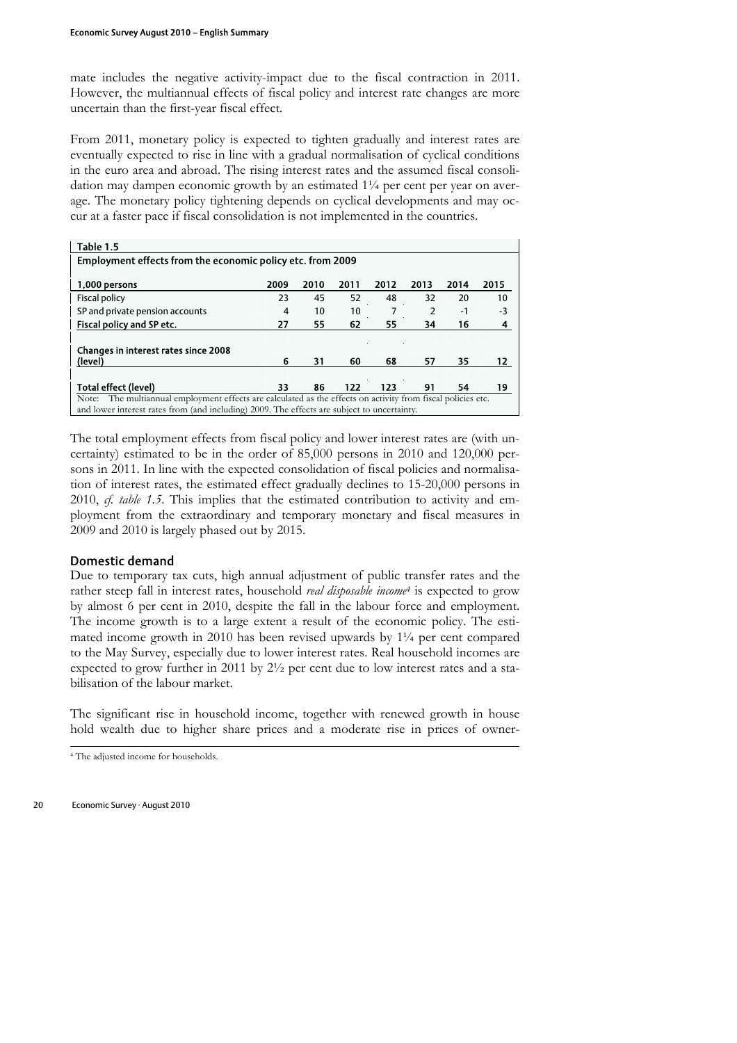mate includes the negative activity-impact due to the fiscal contraction in 2011. However, the multiannual effects of fiscal policy and interest rate changes are more uncertain than the first-year fiscal effect.

From 2011, monetary policy is expected to tighten gradually and interest rates are eventually expected to rise in line with a gradual normalisation of cyclical conditions in the euro area and abroad. The rising interest rates and the assumed fiscal consolidation may dampen economic growth by an estimated 1¼ per cent per year on average. The monetary policy tightening depends on cyclical developments and may occur at a faster pace if fiscal consolidation is not implemented in the countries.

**Table 1.5**

**Employment effects from the economic policy etc. from 2009**

| 1,000 persons | 2009 | 2010 | 2011 | 2012 | 2013 | 2014 | 2015 |
|---|---|---|---|---|---|---|---|
| Fiscal policy | 23 | 45 | 52 | 48 | 32 | 20 | 10 |
| SP and private pension accounts | 4 | 10 | 10 | 7 | 2 | -1 | -3 |
| **Fiscal policy and SP etc.** | **27** | **55** | **62** | **55** | **34** | **16** | **4** |
| **Changes in interest rates since 2008 (level)** | **6** | **31** | **60** | **68** | **57** | **35** | **12** |
| **Total effect (level)** | **33** | **86** | **122** | **123** | **91** | **54** | **19** |

Note: The multiannual employment effects are calculated as the effects on activity from fiscal policies etc. and lower interest rates from (and including) 2009. The effects are subject to uncertainty.

The total employment effects from fiscal policy and lower interest rates are (with uncertainty) estimated to be in the order of 85,000 persons in 2010 and 120,000 persons in 2011. In line with the expected consolidation of fiscal policies and normalisation of interest rates, the estimated effect gradually declines to 15-20,000 persons in 2010, *cf. table 1.5*. This implies that the estimated contribution to activity and employment from the extraordinary and temporary monetary and fiscal measures in 2009 and 2010 is largely phased out by 2015.

## Domestic demand

Due to temporary tax cuts, high annual adjustment of public transfer rates and the rather steep fall in interest rates, household *real disposable income*[4] is expected to grow by almost 6 per cent in 2010, despite the fall in the labour force and employment. The income growth is to a large extent a result of the economic policy. The estimated income growth in 2010 has been revised upwards by 1¼ per cent compared to the May Survey, especially due to lower interest rates. Real household incomes are expected to grow further in 2011 by 2½ per cent due to low interest rates and a stabilisation of the labour market.

The significant rise in household income, together with renewed growth in house hold wealth due to higher share prices and a moderate rise in prices of owner-

[4] The adjusted income for households.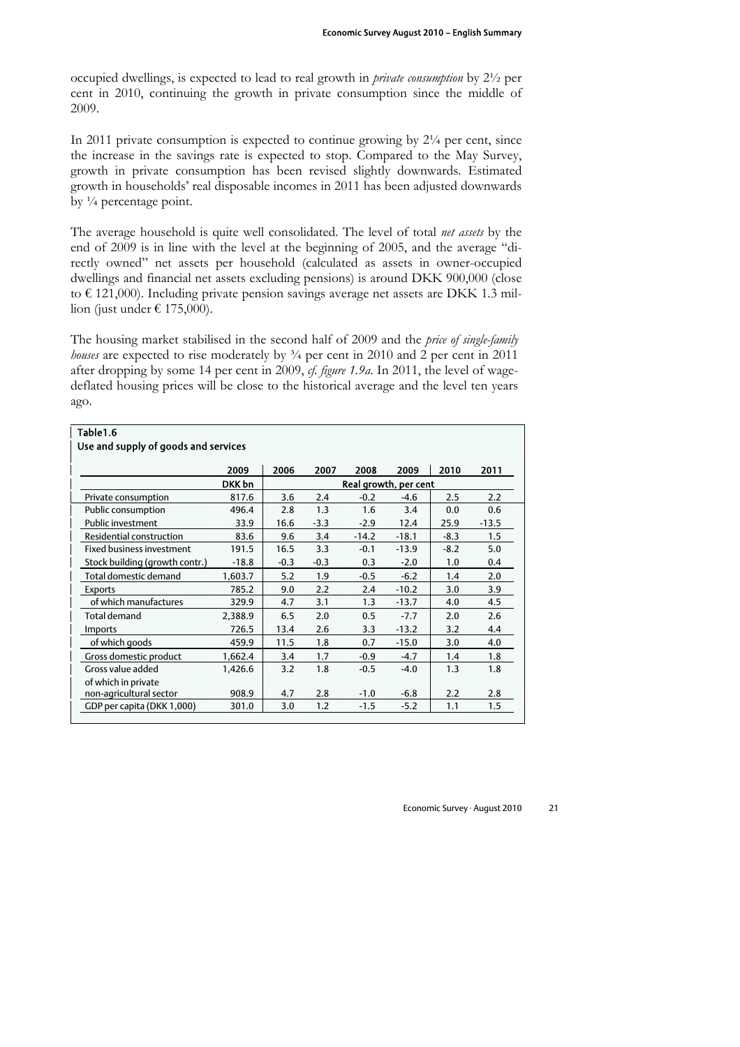occupied dwellings, is expected to lead to real growth in *private consumption* by 2½ per cent in 2010, continuing the growth in private consumption since the middle of 2009.

In 2011 private consumption is expected to continue growing by 2¼ per cent, since the increase in the savings rate is expected to stop. Compared to the May Survey, growth in private consumption has been revised slightly downwards. Estimated growth in households' real disposable incomes in 2011 has been adjusted downwards by ¼ percentage point.

The average household is quite well consolidated. The level of total *net assets* by the end of 2009 is in line with the level at the beginning of 2005, and the average "directly owned" net assets per household (calculated as assets in owner-occupied dwellings and financial net assets excluding pensions) is around DKK 900,000 (close to € 121,000). Including private pension savings average net assets are DKK 1.3 million (just under € 175,000).

The housing market stabilised in the second half of 2009 and the *price of single-family houses* are expected to rise moderately by ¾ per cent in 2010 and 2 per cent in 2011 after dropping by some 14 per cent in 2009, *cf. figure 1.9a.* In 2011, the level of wage-deflated housing prices will be close to the historical average and the level ten years ago.

**Table1.6**
**Use and supply of goods and services**

| | 2009 | 2006 | 2007 | 2008 | 2009 | 2010 | 2011 |
|---|---|---|---|---|---|---|---|
| | DKK bn | Real growth, per cent | | | | | |
| Private consumption | 817.6 | 3.6 | 2.4 | -0.2 | -4.6 | 2.5 | 2.2 |
| Public consumption | 496.4 | 2.8 | 1.3 | 1.6 | 3.4 | 0.0 | 0.6 |
| Public investment | 33.9 | 16.6 | -3.3 | -2.9 | 12.4 | 25.9 | -13.5 |
| Residential construction | 83.6 | 9.6 | 3.4 | -14.2 | -18.1 | -8.3 | 1.5 |
| Fixed business investment | 191.5 | 16.5 | 3.3 | -0.1 | -13.9 | -8.2 | 5.0 |
| Stock building (growth contr.) | -18.8 | -0.3 | -0.3 | 0.3 | -2.0 | 1.0 | 0.4 |
| Total domestic demand | 1,603.7 | 5.2 | 1.9 | -0.5 | -6.2 | 1.4 | 2.0 |
| Exports | 785.2 | 9.0 | 2.2 | 2.4 | -10.2 | 3.0 | 3.9 |
| of which manufactures | 329.9 | 4.7 | 3.1 | 1.3 | -13.7 | 4.0 | 4.5 |
| Total demand | 2,388.9 | 6.5 | 2.0 | 0.5 | -7.7 | 2.0 | 2.6 |
| Imports | 726.5 | 13.4 | 2.6 | 3.3 | -13.2 | 3.2 | 4.4 |
| of which goods | 459.9 | 11.5 | 1.8 | 0.7 | -15.0 | 3.0 | 4.0 |
| Gross domestic product | 1,662.4 | 3.4 | 1.7 | -0.9 | -4.7 | 1.4 | 1.8 |
| Gross value added | 1,426.6 | 3.2 | 1.8 | -0.5 | -4.0 | 1.3 | 1.8 |
| of which in private non-agricultural sector | 908.9 | 4.7 | 2.8 | -1.0 | -6.8 | 2.2 | 2.8 |
| GDP per capita (DKK 1,000) | 301.0 | 3.0 | 1.2 | -1.5 | -5.2 | 1.1 | 1.5 |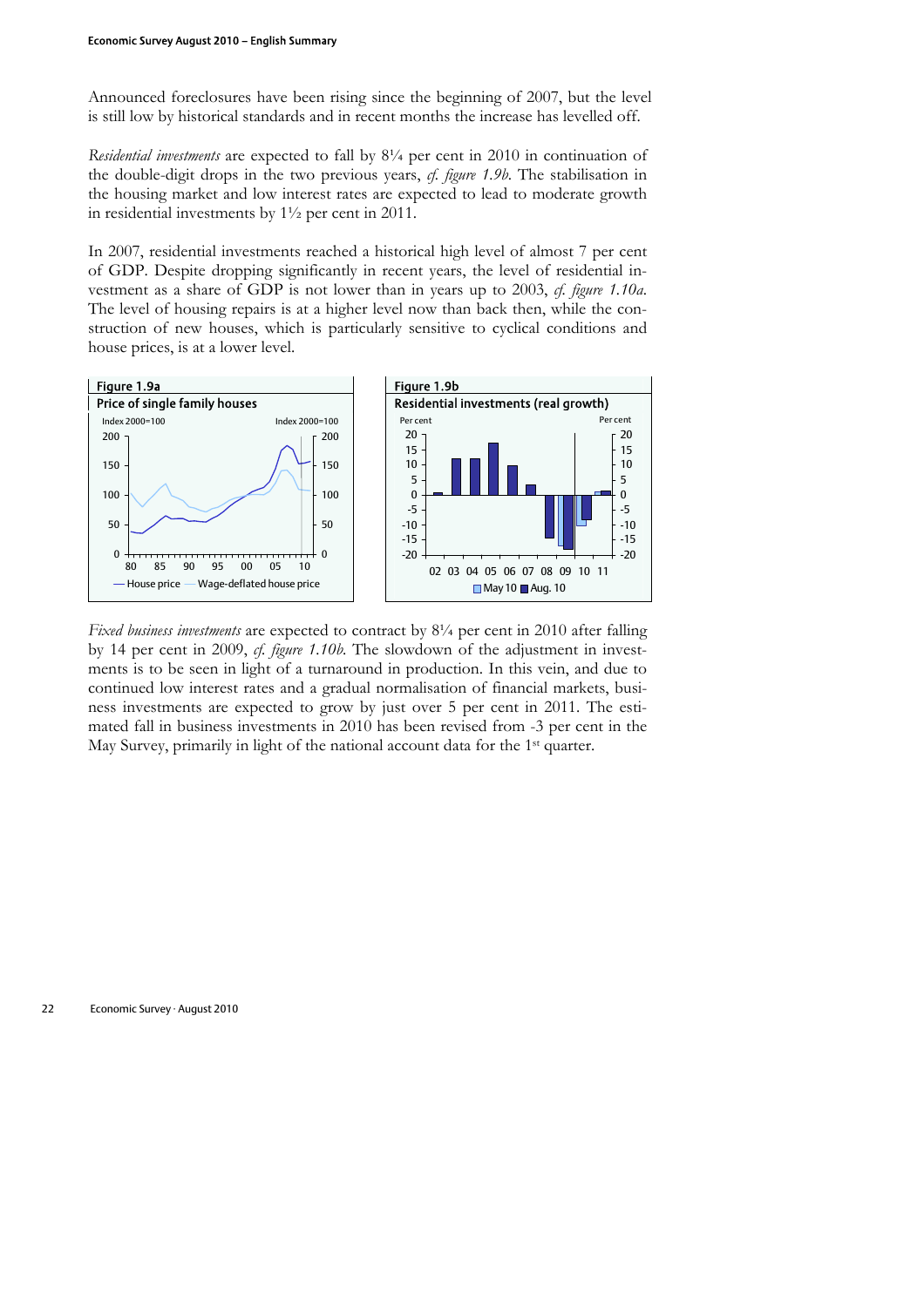Announced foreclosures have been rising since the beginning of 2007, but the level is still low by historical standards and in recent months the increase has levelled off.

*Residential investments* are expected to fall by 8¼ per cent in 2010 in continuation of the double-digit drops in the two previous years, *cf. figure 1.9b*. The stabilisation in the housing market and low interest rates are expected to lead to moderate growth in residential investments by 1½ per cent in 2011.

In 2007, residential investments reached a historical high level of almost 7 per cent of GDP. Despite dropping significantly in recent years, the level of residential investment as a share of GDP is not lower than in years up to 2003, *cf. figure 1.10a*. The level of housing repairs is at a higher level now than back then, while the construction of new houses, which is particularly sensitive to cyclical conditions and house prices, is at a lower level.

**Figure 1.9a**
**Price of single family houses**

**Figure 1.9b**
**Residential investments (real growth)**

*Fixed business investments* are expected to contract by 8¼ per cent in 2010 after falling by 14 per cent in 2009, *cf. figure 1.10b*. The slowdown of the adjustment in investments is to be seen in light of a turnaround in production. In this vein, and due to continued low interest rates and a gradual normalisation of financial markets, business investments are expected to grow by just over 5 per cent in 2011. The estimated fall in business investments in 2010 has been revised from -3 per cent in the May Survey, primarily in light of the national account data for the 1st quarter.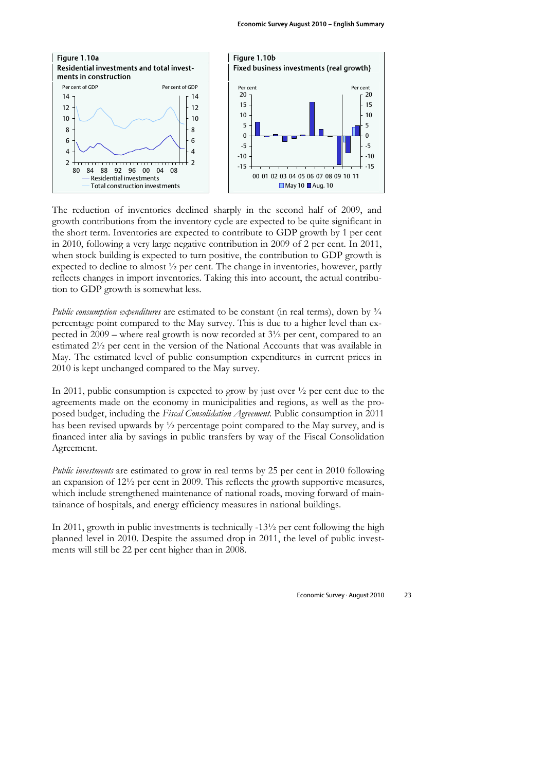**Figure 1.10a**
**Residential investments and total investments in construction**

Per cent of GDP

Per cent of GDP

14
12
10
8
6
4
2

80 84 88 92 96 00 04 08

— Residential investments
— Total construction investments

**Figure 1.10b**
**Fixed business investments (real growth)**

Per cent

Per cent

20
15
10
5
0
-5
-10
-15

00 01 02 03 04 05 06 07 08 09 10 11

May 10 Aug. 10

The reduction of inventories declined sharply in the second half of 2009, and growth contributions from the inventory cycle are expected to be quite significant in the short term. Inventories are expected to contribute to GDP growth by 1 per cent in 2010, following a very large negative contribution in 2009 of 2 per cent. In 2011, when stock building is expected to turn positive, the contribution to GDP growth is expected to decline to almost ½ per cent. The change in inventories, however, partly reflects changes in import inventories. Taking this into account, the actual contribution to GDP growth is somewhat less.

*Public consumption expenditures* are estimated to be constant (in real terms), down by ¾ percentage point compared to the May survey. This is due to a higher level than expected in 2009 – where real growth is now recorded at 3½ per cent, compared to an estimated 2½ per cent in the version of the National Accounts that was available in May. The estimated level of public consumption expenditures in current prices in 2010 is kept unchanged compared to the May survey.

In 2011, public consumption is expected to grow by just over ½ per cent due to the agreements made on the economy in municipalities and regions, as well as the proposed budget, including the *Fiscal Consolidation Agreement*. Public consumption in 2011 has been revised upwards by ½ percentage point compared to the May survey, and is financed inter alia by savings in public transfers by way of the Fiscal Consolidation Agreement.

*Public investments* are estimated to grow in real terms by 25 per cent in 2010 following an expansion of 12½ per cent in 2009. This reflects the growth supportive measures, which include strengthened maintenance of national roads, moving forward of maintainance of hospitals, and energy efficiency measures in national buildings.

In 2011, growth in public investments is technically -13½ per cent following the high planned level in 2010. Despite the assumed drop in 2011, the level of public investments will still be 22 per cent higher than in 2008.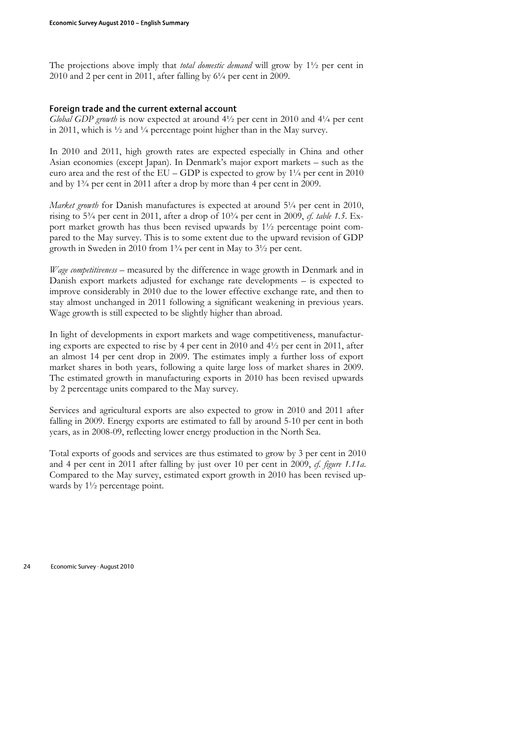The projections above imply that *total domestic demand* will grow by 1½ per cent in 2010 and 2 per cent in 2011, after falling by 6¼ per cent in 2009.

## Foreign trade and the current external account

*Global GDP growth* is now expected at around 4½ per cent in 2010 and 4¼ per cent in 2011, which is ½ and ¼ percentage point higher than in the May survey.

In 2010 and 2011, high growth rates are expected especially in China and other Asian economies (except Japan). In Denmark's major export markets – such as the euro area and the rest of the EU – GDP is expected to grow by 1¼ per cent in 2010 and by 1¾ per cent in 2011 after a drop by more than 4 per cent in 2009.

*Market growth* for Danish manufactures is expected at around 5¼ per cent in 2010, rising to 5¾ per cent in 2011, after a drop of 10¾ per cent in 2009, *cf. table 1.5*. Export market growth has thus been revised upwards by 1½ percentage point compared to the May survey. This is to some extent due to the upward revision of GDP growth in Sweden in 2010 from 1¾ per cent in May to 3½ per cent.

*Wage competitiveness* – measured by the difference in wage growth in Denmark and in Danish export markets adjusted for exchange rate developments – is expected to improve considerably in 2010 due to the lower effective exchange rate, and then to stay almost unchanged in 2011 following a significant weakening in previous years. Wage growth is still expected to be slightly higher than abroad.

In light of developments in export markets and wage competitiveness, manufacturing exports are expected to rise by 4 per cent in 2010 and 4½ per cent in 2011, after an almost 14 per cent drop in 2009. The estimates imply a further loss of export market shares in both years, following a quite large loss of market shares in 2009. The estimated growth in manufacturing exports in 2010 has been revised upwards by 2 percentage units compared to the May survey.

Services and agricultural exports are also expected to grow in 2010 and 2011 after falling in 2009. Energy exports are estimated to fall by around 5-10 per cent in both years, as in 2008-09, reflecting lower energy production in the North Sea.

Total exports of goods and services are thus estimated to grow by 3 per cent in 2010 and 4 per cent in 2011 after falling by just over 10 per cent in 2009, *cf. figure 1.11a*. Compared to the May survey, estimated export growth in 2010 has been revised upwards by 1½ percentage point.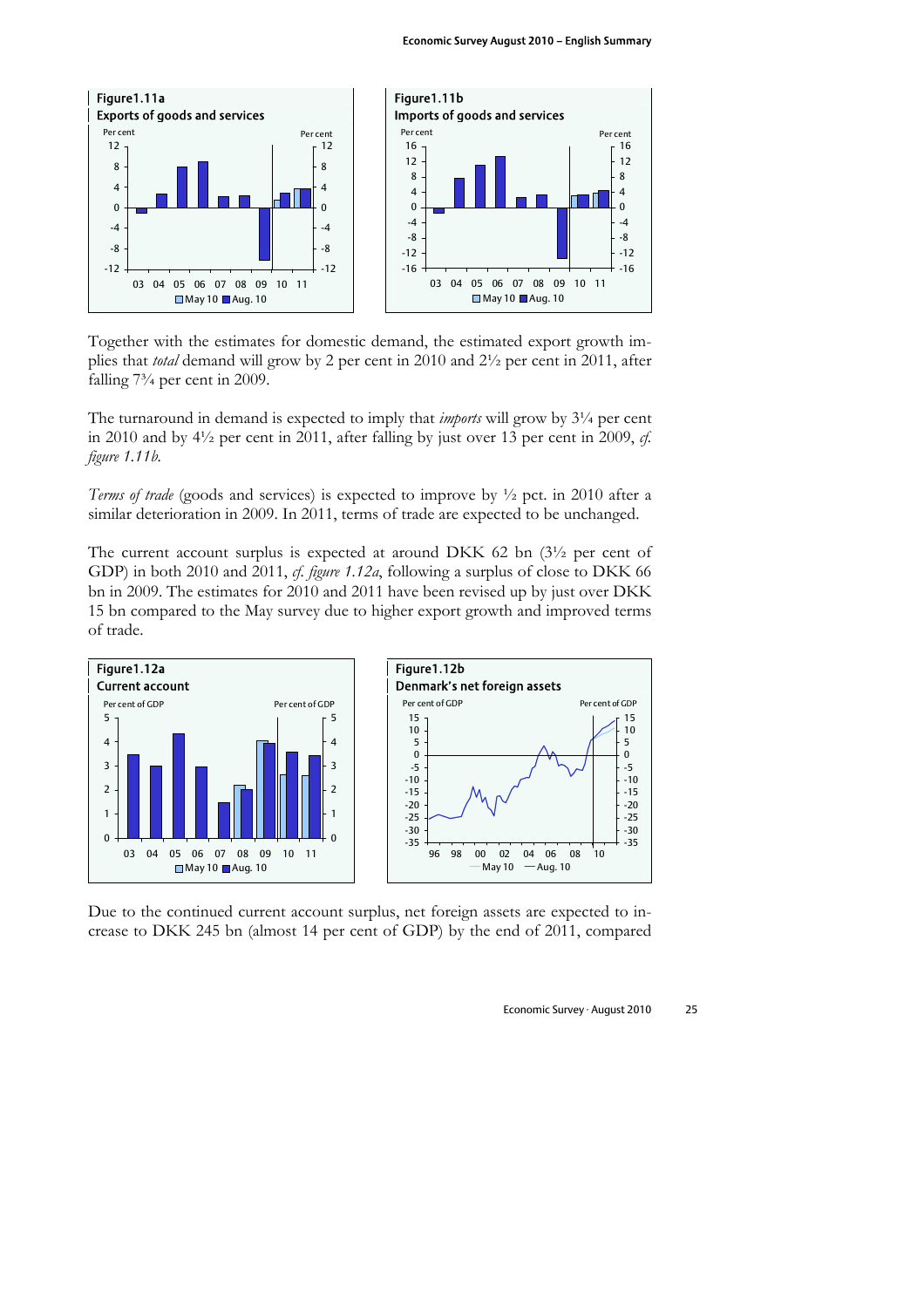Figure1.11a

Exports of goods and services

Per cent

12
8
4
0
-4
-8
-12

03 04 05 06 07 08 09 10 11

May 10 Aug. 10

Figure1.11b

Imports of goods and services

Per cent

16
12
8
4
0
-4
-8
-12
-16

03 04 05 06 07 08 09 10 11

May 10 Aug. 10

Together with the estimates for domestic demand, the estimated export growth implies that *total* demand will grow by 2 per cent in 2010 and 2½ per cent in 2011, after falling 7¾ per cent in 2009.

The turnaround in demand is expected to imply that *imports* will grow by 3¼ per cent in 2010 and by 4½ per cent in 2011, after falling by just over 13 per cent in 2009, *cf. figure 1.11b.*

*Terms of trade* (goods and services) is expected to improve by ½ pct. in 2010 after a similar deterioration in 2009. In 2011, terms of trade are expected to be unchanged.

The current account surplus is expected at around DKK 62 bn (3½ per cent of GDP) in both 2010 and 2011, *cf. figure 1.12a*, following a surplus of close to DKK 66 bn in 2009. The estimates for 2010 and 2011 have been revised up by just over DKK 15 bn compared to the May survey due to higher export growth and improved terms of trade.

Figure1.12a

Current account

Per cent of GDP

5
4
3
2
1
0

03 04 05 06 07 08 09 10 11

May 10 Aug. 10

Figure1.12b

Denmark's net foreign assets

Per cent of GDP

15
10
5
0
-5
-10
-15
-20
-25
-30
-35

96 98 00 02 04 06 08 10

May 10 Aug. 10

Due to the continued current account surplus, net foreign assets are expected to increase to DKK 245 bn (almost 14 per cent of GDP) by the end of 2011, compared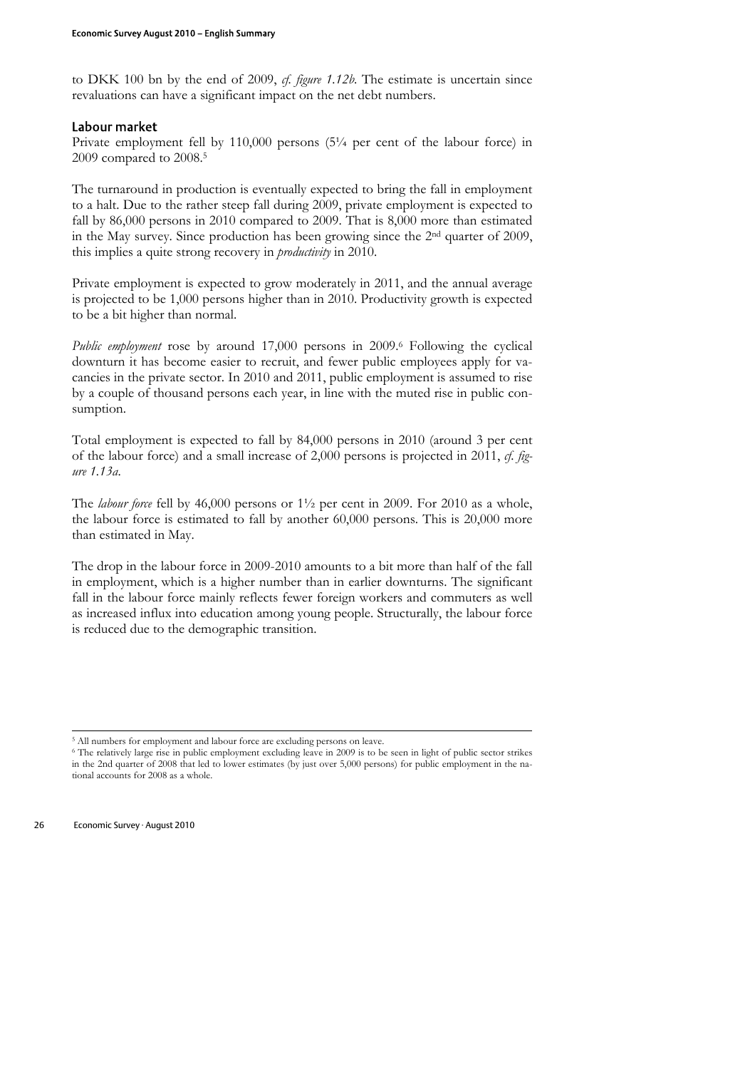to DKK 100 bn by the end of 2009, *cf. figure 1.12b*. The estimate is uncertain since revaluations can have a significant impact on the net debt numbers.

## Labour market

Private employment fell by 110,000 persons (5¼ per cent of the labour force) in 2009 compared to 2008.[5]

The turnaround in production is eventually expected to bring the fall in employment to a halt. Due to the rather steep fall during 2009, private employment is expected to fall by 86,000 persons in 2010 compared to 2009. That is 8,000 more than estimated in the May survey. Since production has been growing since the 2nd quarter of 2009, this implies a quite strong recovery in *productivity* in 2010.

Private employment is expected to grow moderately in 2011, and the annual average is projected to be 1,000 persons higher than in 2010. Productivity growth is expected to be a bit higher than normal.

*Public employment* rose by around 17,000 persons in 2009.[6] Following the cyclical downturn it has become easier to recruit, and fewer public employees apply for vacancies in the private sector. In 2010 and 2011, public employment is assumed to rise by a couple of thousand persons each year, in line with the muted rise in public consumption.

Total employment is expected to fall by 84,000 persons in 2010 (around 3 per cent of the labour force) and a small increase of 2,000 persons is projected in 2011, *cf. figure 1.13a*.

The *labour force* fell by 46,000 persons or 1½ per cent in 2009. For 2010 as a whole, the labour force is estimated to fall by another 60,000 persons. This is 20,000 more than estimated in May.

The drop in the labour force in 2009-2010 amounts to a bit more than half of the fall in employment, which is a higher number than in earlier downturns. The significant fall in the labour force mainly reflects fewer foreign workers and commuters as well as increased influx into education among young people. Structurally, the labour force is reduced due to the demographic transition.

---

[5] All numbers for employment and labour force are excluding persons on leave.

[6] The relatively large rise in public employment excluding leave in 2009 is to be seen in light of public sector strikes in the 2nd quarter of 2008 that led to lower estimates (by just over 5,000 persons) for public employment in the national accounts for 2008 as a whole.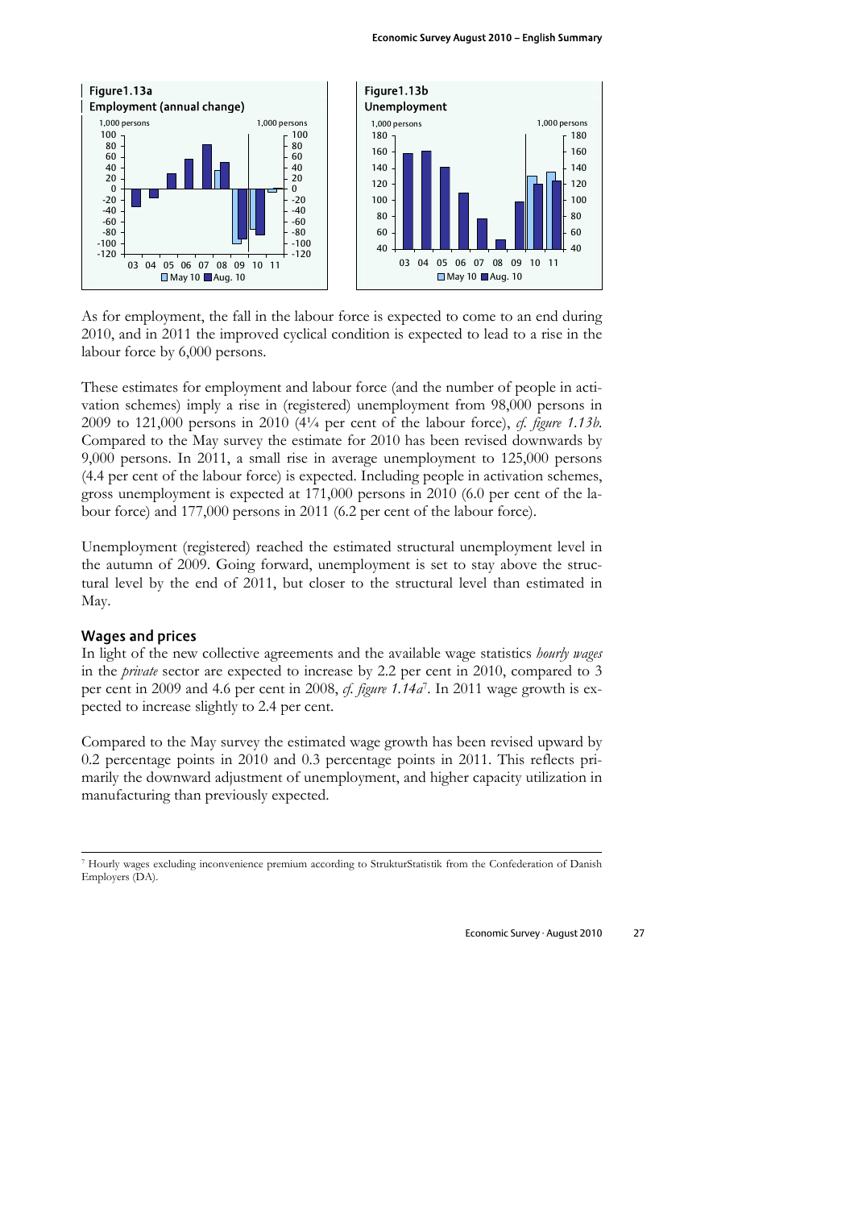Figure1.13a
Employment (annual change)

1,000 persons
1,000 persons

100
80
60
40
20
0
-20
-40
-60
-80
-100
-120

03 04 05 06 07 08 09 10 11

May 10 Aug. 10

Figure1.13b
Unemployment

1,000 persons
1,000 persons

180
160
140
120
100
80
60
40

03 04 05 06 07 08 09 10 11

May 10 Aug. 10

As for employment, the fall in the labour force is expected to come to an end during 2010, and in 2011 the improved cyclical condition is expected to lead to a rise in the labour force by 6,000 persons.

These estimates for employment and labour force (and the number of people in activation schemes) imply a rise in (registered) unemployment from 98,000 persons in 2009 to 121,000 persons in 2010 (4¼ per cent of the labour force), *cf. figure 1.13b*. Compared to the May survey the estimate for 2010 has been revised downwards by 9,000 persons. In 2011, a small rise in average unemployment to 125,000 persons (4.4 per cent of the labour force) is expected. Including people in activation schemes, gross unemployment is expected at 171,000 persons in 2010 (6.0 per cent of the labour force) and 177,000 persons in 2011 (6.2 per cent of the labour force).

Unemployment (registered) reached the estimated structural unemployment level in the autumn of 2009. Going forward, unemployment is set to stay above the structural level by the end of 2011, but closer to the structural level than estimated in May.

## Wages and prices

In light of the new collective agreements and the available wage statistics *hourly wages* in the *private* sector are expected to increase by 2.2 per cent in 2010, compared to 3 per cent in 2009 and 4.6 per cent in 2008, *cf. figure 1.14a*[7]. In 2011 wage growth is expected to increase slightly to 2.4 per cent.

Compared to the May survey the estimated wage growth has been revised upward by 0.2 percentage points in 2010 and 0.3 percentage points in 2011. This reflects primarily the downward adjustment of unemployment, and higher capacity utilization in manufacturing than previously expected.

[7] Hourly wages excluding inconvenience premium according to StrukturStatistik from the Confederation of Danish Employers (DA).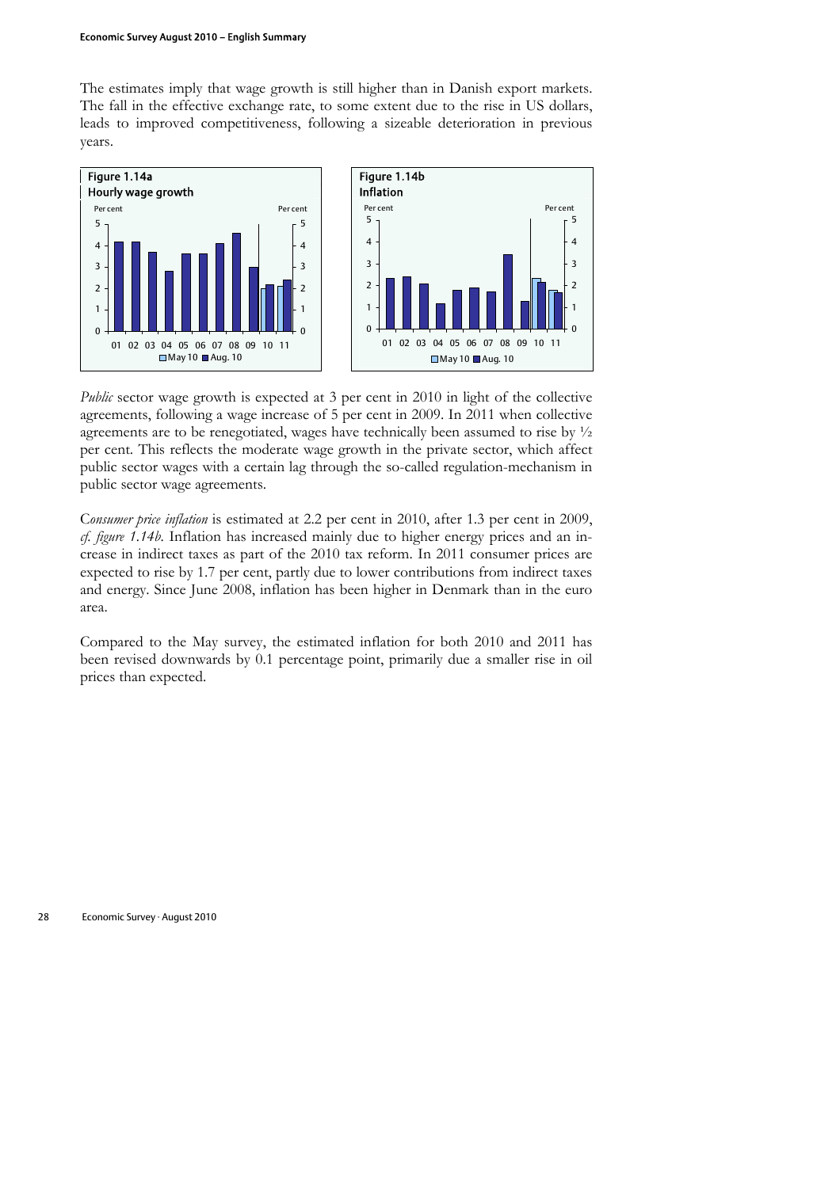The estimates imply that wage growth is still higher than in Danish export markets. The fall in the effective exchange rate, to some extent due to the rise in US dollars, leads to improved competitiveness, following a sizeable deterioration in previous years.

**Figure 1.14a**
**Hourly wage growth**

Per cent
Per cent
5
4
3
2
1
0
01 02 03 04 05 06 07 08 09 10 11
May 10 Aug. 10

**Figure 1.14b**
**Inflation**

Per cent
Per cent
5
4
3
2
1
0
01 02 03 04 05 06 07 08 09 10 11
May 10 Aug. 10

*Public* sector wage growth is expected at 3 per cent in 2010 in light of the collective agreements, following a wage increase of 5 per cent in 2009. In 2011 when collective agreements are to be renegotiated, wages have technically been assumed to rise by ½ per cent. This reflects the moderate wage growth in the private sector, which affect public sector wages with a certain lag through the so-called regulation-mechanism in public sector wage agreements.

C*onsumer price inflation* is estimated at 2.2 per cent in 2010, after 1.3 per cent in 2009, *cf. figure 1.14b*. Inflation has increased mainly due to higher energy prices and an increase in indirect taxes as part of the 2010 tax reform. In 2011 consumer prices are expected to rise by 1.7 per cent, partly due to lower contributions from indirect taxes and energy. Since June 2008, inflation has been higher in Denmark than in the euro area.

Compared to the May survey, the estimated inflation for both 2010 and 2011 has been revised downwards by 0.1 percentage point, primarily due a smaller rise in oil prices than expected.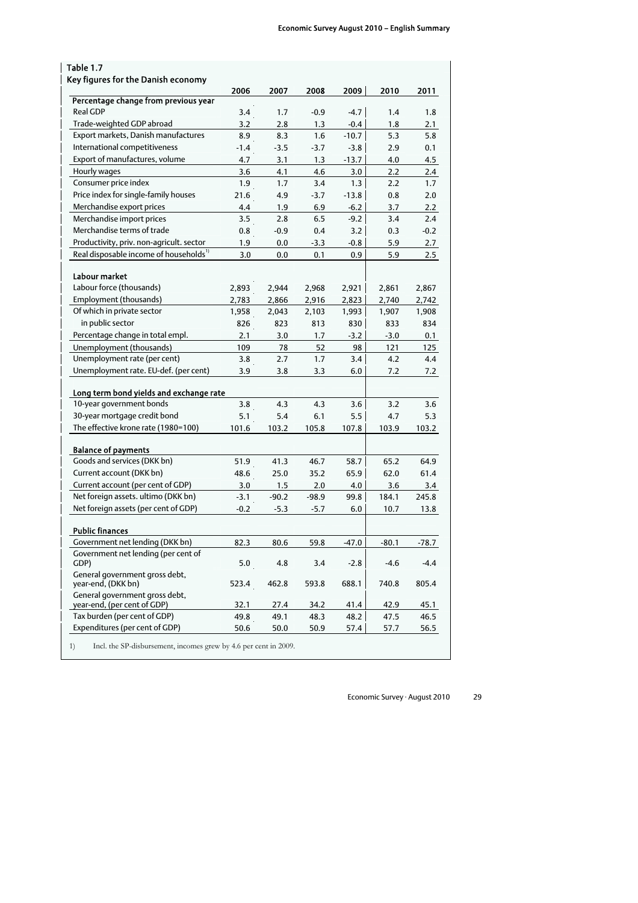Table 1.7

Key figures for the Danish economy

| | 2006 | 2007 | 2008 | 2009 | 2010 | 2011 |
|---|---|---|---|---|---|---|
| **Percentage change from previous year** | | | | | | |
| Real GDP | 3.4 | 1.7 | -0.9 | -4.7 | 1.4 | 1.8 |
| Trade-weighted GDP abroad | 3.2 | 2.8 | 1.3 | -0.4 | 1.8 | 2.1 |
| Export markets, Danish manufactures | 8.9 | 8.3 | 1.6 | -10.7 | 5.3 | 5.8 |
| International competitiveness | -1.4 | -3.5 | -3.7 | -3.8 | 2.9 | 0.1 |
| Export of manufactures, volume | 4.7 | 3.1 | 1.3 | -13.7 | 4.0 | 4.5 |
| Hourly wages | 3.6 | 4.1 | 4.6 | 3.0 | 2.2 | 2.4 |
| Consumer price index | 1.9 | 1.7 | 3.4 | 1.3 | 2.2 | 1.7 |
| Price index for single-family houses | 21.6 | 4.9 | -3.7 | -13.8 | 0.8 | 2.0 |
| Merchandise export prices | 4.4 | 1.9 | 6.9 | -6.2 | 3.7 | 2.2 |
| Merchandise import prices | 3.5 | 2.8 | 6.5 | -9.2 | 3.4 | 2.4 |
| Merchandise terms of trade | 0.8 | -0.9 | 0.4 | 3.2 | 0.3 | -0.2 |
| Productivity, priv. non-agricult. sector | 1.9 | 0.0 | -3.3 | -0.8 | 5.9 | 2.7 |
| Real disposable income of households[1] | 3.0 | 0.0 | 0.1 | 0.9 | 5.9 | 2.5 |
| **Labour market** | | | | | | |
| Labour force (thousands) | 2,893 | 2,944 | 2,968 | 2,921 | 2,861 | 2,867 |
| Employment (thousands) | 2,783 | 2,866 | 2,916 | 2,823 | 2,740 | 2,742 |
| Of which in private sector | 1,958 | 2,043 | 2,103 | 1,993 | 1,907 | 1,908 |
| in public sector | 826 | 823 | 813 | 830 | 833 | 834 |
| Percentage change in total empl. | 2.1 | 3.0 | 1.7 | -3.2 | -3.0 | 0.1 |
| Unemployment (thousands) | 109 | 78 | 52 | 98 | 121 | 125 |
| Unemployment rate (per cent) | 3.8 | 2.7 | 1.7 | 3.4 | 4.2 | 4.4 |
| Unemployment rate. EU-def. (per cent) | 3.9 | 3.8 | 3.3 | 6.0 | 7.2 | 7.2 |
| **Long term bond yields and exchange rate** | | | | | | |
| 10-year government bonds | 3.8 | 4.3 | 4.3 | 3.6 | 3.2 | 3.6 |
| 30-year mortgage credit bond | 5.1 | 5.4 | 6.1 | 5.5 | 4.7 | 5.3 |
| The effective krone rate (1980=100) | 101.6 | 103.2 | 105.8 | 107.8 | 103.9 | 103.2 |
| **Balance of payments** | | | | | | |
| Goods and services (DKK bn) | 51.9 | 41.3 | 46.7 | 58.7 | 65.2 | 64.9 |
| Current account (DKK bn) | 48.6 | 25.0 | 35.2 | 65.9 | 62.0 | 61.4 |
| Current account (per cent of GDP) | 3.0 | 1.5 | 2.0 | 4.0 | 3.6 | 3.4 |
| Net foreign assets. ultimo (DKK bn) | -3.1 | -90.2 | -98.9 | 99.8 | 184.1 | 245.8 |
| Net foreign assets (per cent of GDP) | -0.2 | -5.3 | -5.7 | 6.0 | 10.7 | 13.8 |
| **Public finances** | | | | | | |
| Government net lending (DKK bn) | 82.3 | 80.6 | 59.8 | -47.0 | -80.1 | -78.7 |
| Government net lending (per cent of GDP) | 5.0 | 4.8 | 3.4 | -2.8 | -4.6 | -4.4 |
| General government gross debt, year-end, (DKK bn) | 523.4 | 462.8 | 593.8 | 688.1 | 740.8 | 805.4 |
| General government gross debt, year-end, (per cent of GDP) | 32.1 | 27.4 | 34.2 | 41.4 | 42.9 | 45.1 |
| Tax burden (per cent of GDP) | 49.8 | 49.1 | 48.3 | 48.2 | 47.5 | 46.5 |
| Expenditures (per cent of GDP) | 50.6 | 50.0 | 50.9 | 57.4 | 57.7 | 56.5 |

1) Incl. the SP-disbursement, incomes grew by 4.6 per cent in 2009.